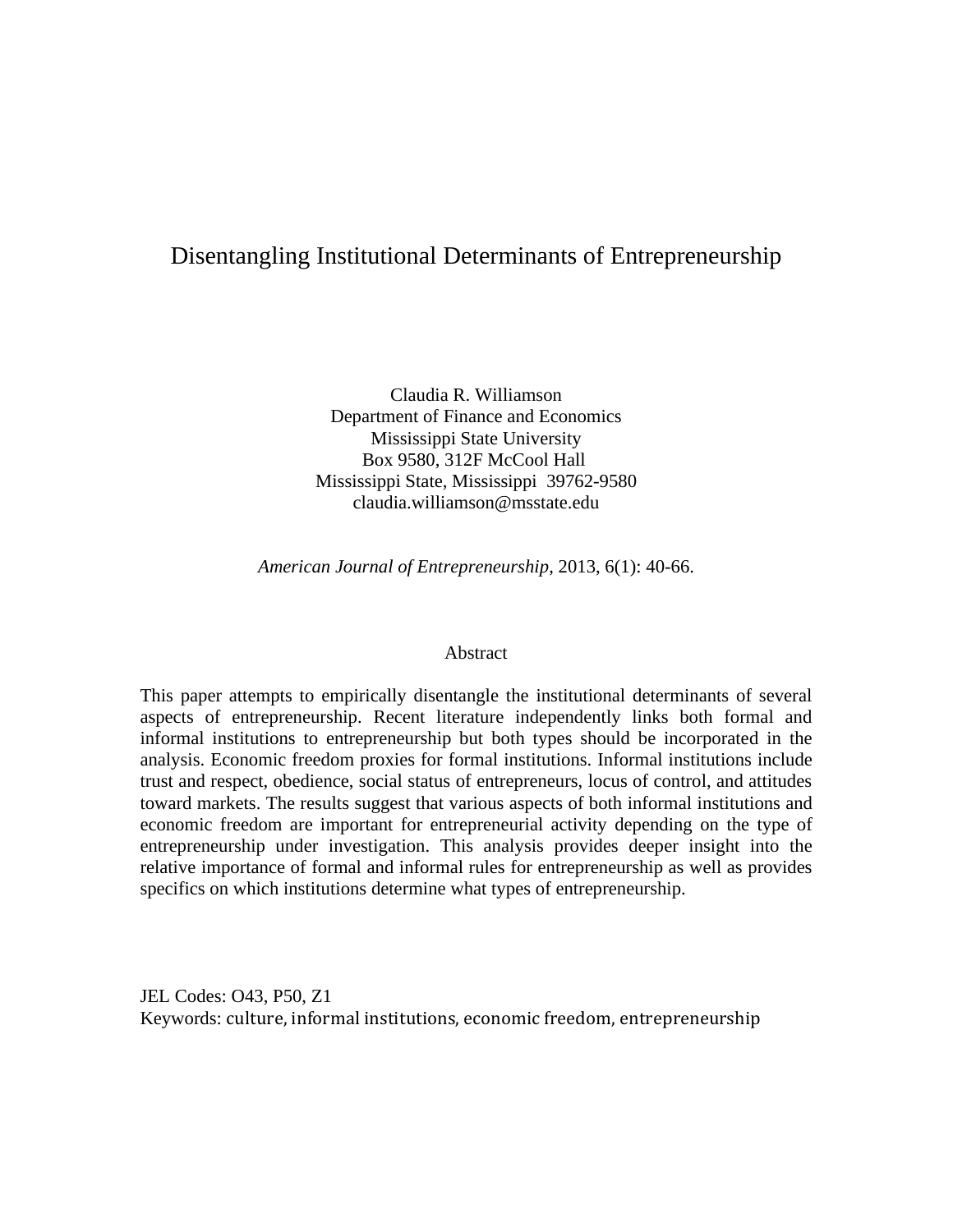# Disentangling Institutional Determinants of Entrepreneurship

Claudia R. Williamson
Department of Finance and Economics
Mississippi State University
Box 9580, 312F McCool Hall
Mississippi State, Mississippi 39762-9580
claudia.williamson@msstate.edu

*American Journal of Entrepreneurship*, 2013, 6(1): 40-66.

## Abstract

This paper attempts to empirically disentangle the institutional determinants of several aspects of entrepreneurship. Recent literature independently links both formal and informal institutions to entrepreneurship but both types should be incorporated in the analysis. Economic freedom proxies for formal institutions. Informal institutions include trust and respect, obedience, social status of entrepreneurs, locus of control, and attitudes toward markets. The results suggest that various aspects of both informal institutions and economic freedom are important for entrepreneurial activity depending on the type of entrepreneurship under investigation. This analysis provides deeper insight into the relative importance of formal and informal rules for entrepreneurship as well as provides specifics on which institutions determine what types of entrepreneurship.

JEL Codes: O43, P50, Z1
Keywords: culture, informal institutions, economic freedom, entrepreneurship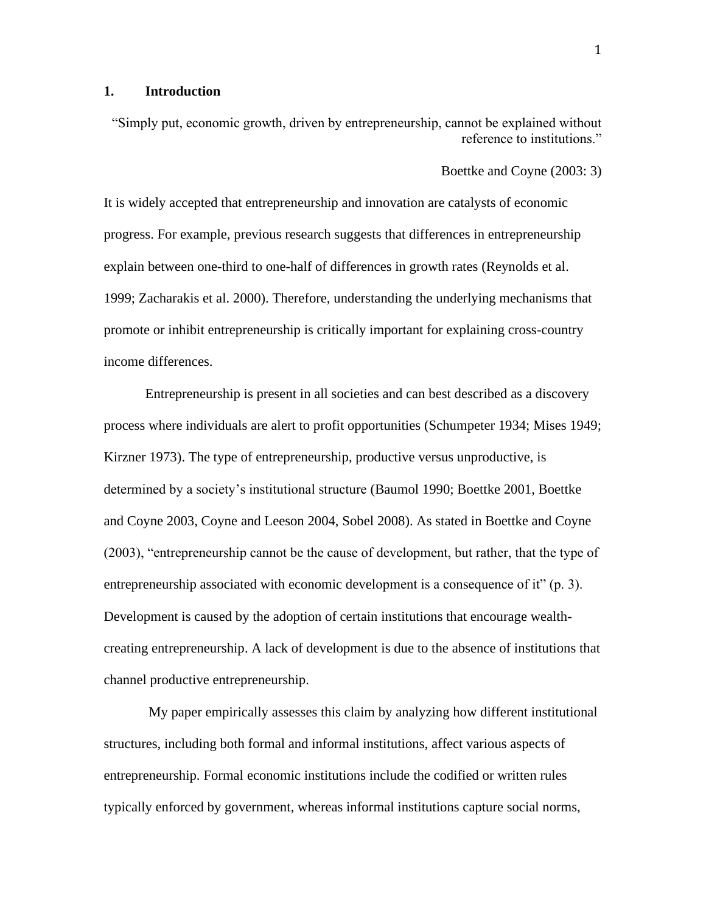## 1. Introduction

> "Simply put, economic growth, driven by entrepreneurship, cannot be explained without reference to institutions."
>
> Boettke and Coyne (2003: 3)

It is widely accepted that entrepreneurship and innovation are catalysts of economic progress. For example, previous research suggests that differences in entrepreneurship explain between one-third to one-half of differences in growth rates (Reynolds et al. 1999; Zacharakis et al. 2000). Therefore, understanding the underlying mechanisms that promote or inhibit entrepreneurship is critically important for explaining cross-country income differences.

Entrepreneurship is present in all societies and can best described as a discovery process where individuals are alert to profit opportunities (Schumpeter 1934; Mises 1949; Kirzner 1973). The type of entrepreneurship, productive versus unproductive, is determined by a society's institutional structure (Baumol 1990; Boettke 2001, Boettke and Coyne 2003, Coyne and Leeson 2004, Sobel 2008). As stated in Boettke and Coyne (2003), "entrepreneurship cannot be the cause of development, but rather, that the type of entrepreneurship associated with economic development is a consequence of it" (p. 3). Development is caused by the adoption of certain institutions that encourage wealth-creating entrepreneurship. A lack of development is due to the absence of institutions that channel productive entrepreneurship.

My paper empirically assesses this claim by analyzing how different institutional structures, including both formal and informal institutions, affect various aspects of entrepreneurship. Formal economic institutions include the codified or written rules typically enforced by government, whereas informal institutions capture social norms,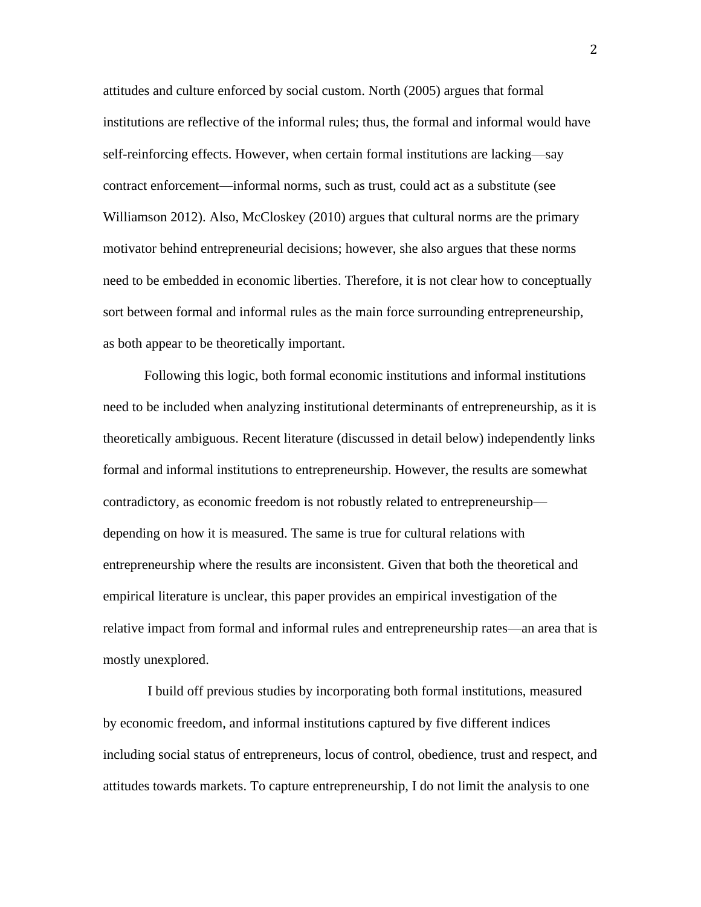attitudes and culture enforced by social custom. North (2005) argues that formal institutions are reflective of the informal rules; thus, the formal and informal would have self-reinforcing effects. However, when certain formal institutions are lacking—say contract enforcement—informal norms, such as trust, could act as a substitute (see Williamson 2012). Also, McCloskey (2010) argues that cultural norms are the primary motivator behind entrepreneurial decisions; however, she also argues that these norms need to be embedded in economic liberties. Therefore, it is not clear how to conceptually sort between formal and informal rules as the main force surrounding entrepreneurship, as both appear to be theoretically important.

Following this logic, both formal economic institutions and informal institutions need to be included when analyzing institutional determinants of entrepreneurship, as it is theoretically ambiguous. Recent literature (discussed in detail below) independently links formal and informal institutions to entrepreneurship. However, the results are somewhat contradictory, as economic freedom is not robustly related to entrepreneurship—depending on how it is measured. The same is true for cultural relations with entrepreneurship where the results are inconsistent. Given that both the theoretical and empirical literature is unclear, this paper provides an empirical investigation of the relative impact from formal and informal rules and entrepreneurship rates—an area that is mostly unexplored.

I build off previous studies by incorporating both formal institutions, measured by economic freedom, and informal institutions captured by five different indices including social status of entrepreneurs, locus of control, obedience, trust and respect, and attitudes towards markets. To capture entrepreneurship, I do not limit the analysis to one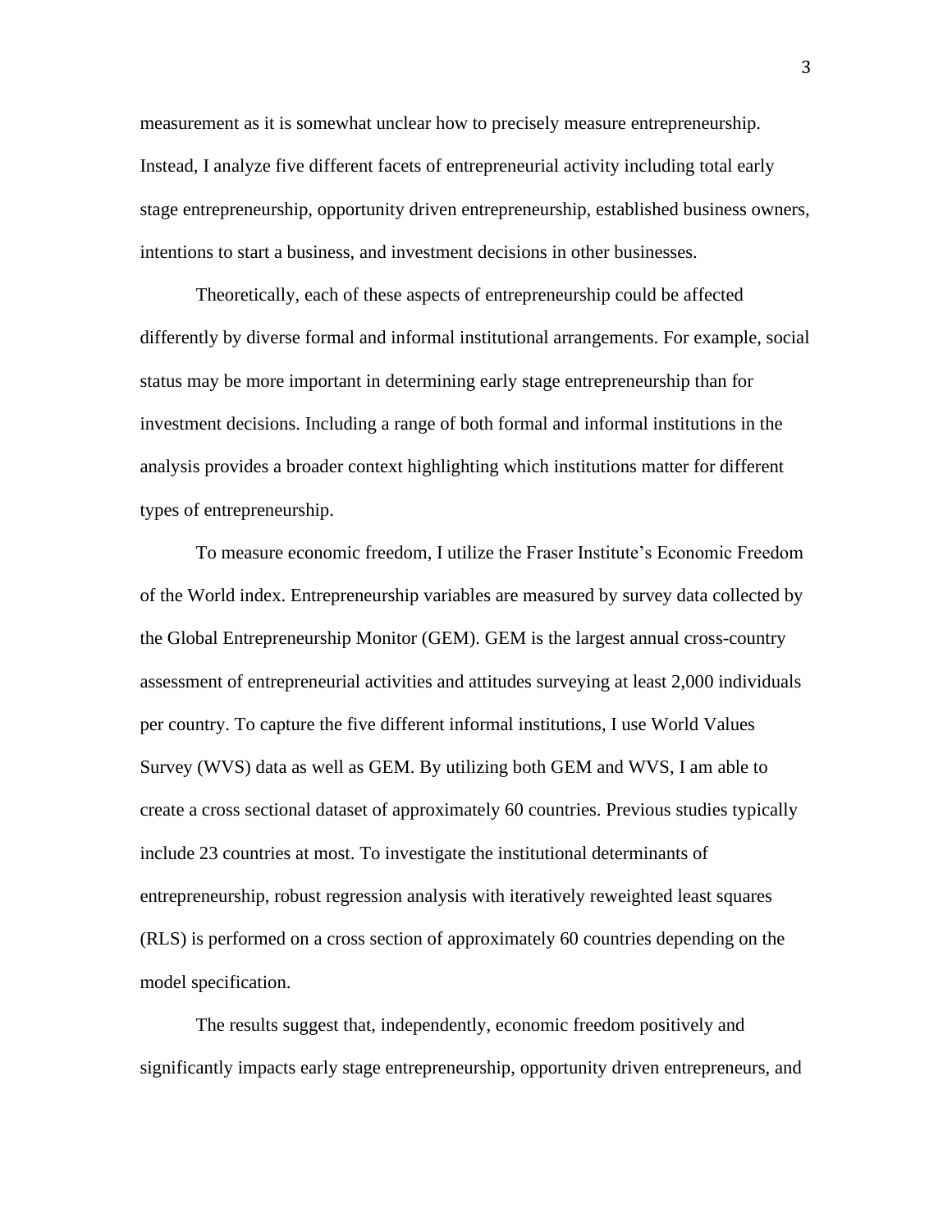measurement as it is somewhat unclear how to precisely measure entrepreneurship. Instead, I analyze five different facets of entrepreneurial activity including total early stage entrepreneurship, opportunity driven entrepreneurship, established business owners, intentions to start a business, and investment decisions in other businesses.

Theoretically, each of these aspects of entrepreneurship could be affected differently by diverse formal and informal institutional arrangements. For example, social status may be more important in determining early stage entrepreneurship than for investment decisions. Including a range of both formal and informal institutions in the analysis provides a broader context highlighting which institutions matter for different types of entrepreneurship.

To measure economic freedom, I utilize the Fraser Institute's Economic Freedom of the World index. Entrepreneurship variables are measured by survey data collected by the Global Entrepreneurship Monitor (GEM). GEM is the largest annual cross-country assessment of entrepreneurial activities and attitudes surveying at least 2,000 individuals per country. To capture the five different informal institutions, I use World Values Survey (WVS) data as well as GEM. By utilizing both GEM and WVS, I am able to create a cross sectional dataset of approximately 60 countries. Previous studies typically include 23 countries at most. To investigate the institutional determinants of entrepreneurship, robust regression analysis with iteratively reweighted least squares (RLS) is performed on a cross section of approximately 60 countries depending on the model specification.

The results suggest that, independently, economic freedom positively and significantly impacts early stage entrepreneurship, opportunity driven entrepreneurs, and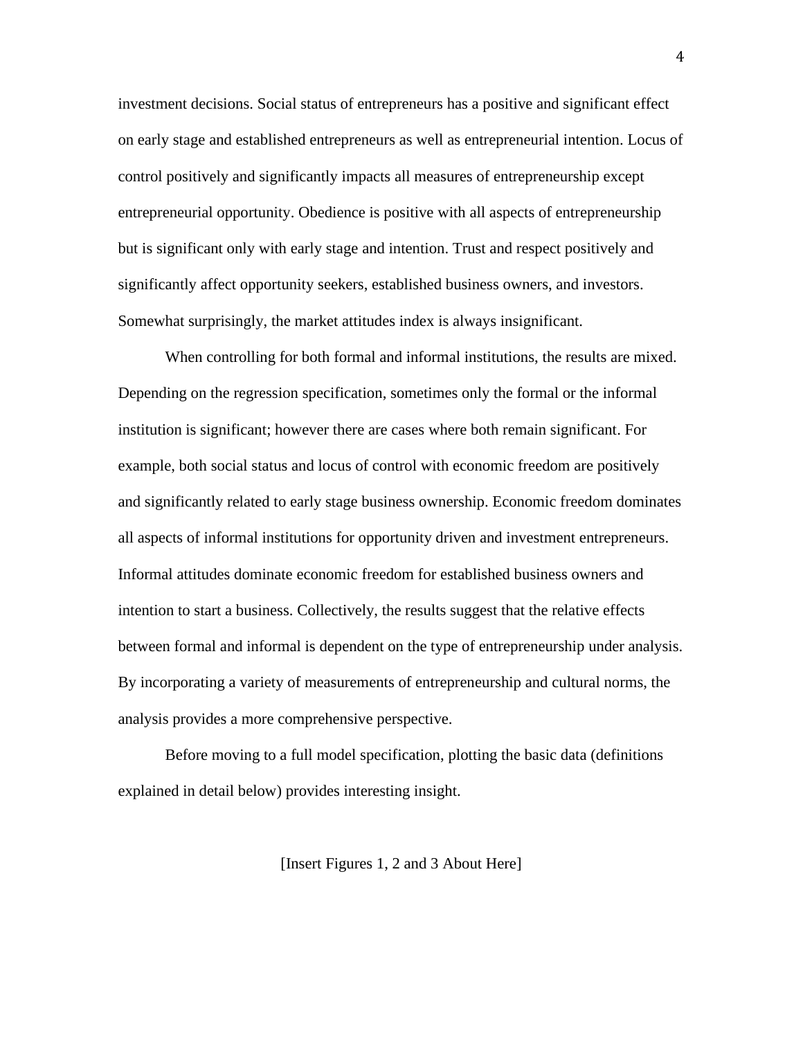investment decisions. Social status of entrepreneurs has a positive and significant effect on early stage and established entrepreneurs as well as entrepreneurial intention. Locus of control positively and significantly impacts all measures of entrepreneurship except entrepreneurial opportunity. Obedience is positive with all aspects of entrepreneurship but is significant only with early stage and intention. Trust and respect positively and significantly affect opportunity seekers, established business owners, and investors. Somewhat surprisingly, the market attitudes index is always insignificant.

When controlling for both formal and informal institutions, the results are mixed. Depending on the regression specification, sometimes only the formal or the informal institution is significant; however there are cases where both remain significant. For example, both social status and locus of control with economic freedom are positively and significantly related to early stage business ownership. Economic freedom dominates all aspects of informal institutions for opportunity driven and investment entrepreneurs. Informal attitudes dominate economic freedom for established business owners and intention to start a business. Collectively, the results suggest that the relative effects between formal and informal is dependent on the type of entrepreneurship under analysis. By incorporating a variety of measurements of entrepreneurship and cultural norms, the analysis provides a more comprehensive perspective.

Before moving to a full model specification, plotting the basic data (definitions explained in detail below) provides interesting insight.

[Insert Figures 1, 2 and 3 About Here]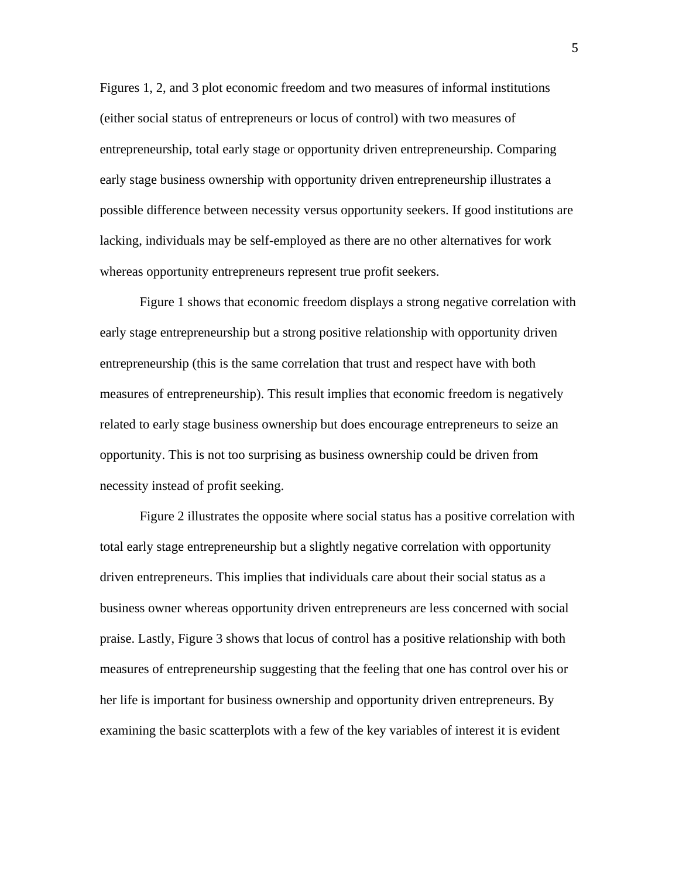Figures 1, 2, and 3 plot economic freedom and two measures of informal institutions (either social status of entrepreneurs or locus of control) with two measures of entrepreneurship, total early stage or opportunity driven entrepreneurship. Comparing early stage business ownership with opportunity driven entrepreneurship illustrates a possible difference between necessity versus opportunity seekers. If good institutions are lacking, individuals may be self-employed as there are no other alternatives for work whereas opportunity entrepreneurs represent true profit seekers.

Figure 1 shows that economic freedom displays a strong negative correlation with early stage entrepreneurship but a strong positive relationship with opportunity driven entrepreneurship (this is the same correlation that trust and respect have with both measures of entrepreneurship). This result implies that economic freedom is negatively related to early stage business ownership but does encourage entrepreneurs to seize an opportunity. This is not too surprising as business ownership could be driven from necessity instead of profit seeking.

Figure 2 illustrates the opposite where social status has a positive correlation with total early stage entrepreneurship but a slightly negative correlation with opportunity driven entrepreneurs. This implies that individuals care about their social status as a business owner whereas opportunity driven entrepreneurs are less concerned with social praise. Lastly, Figure 3 shows that locus of control has a positive relationship with both measures of entrepreneurship suggesting that the feeling that one has control over his or her life is important for business ownership and opportunity driven entrepreneurs. By examining the basic scatterplots with a few of the key variables of interest it is evident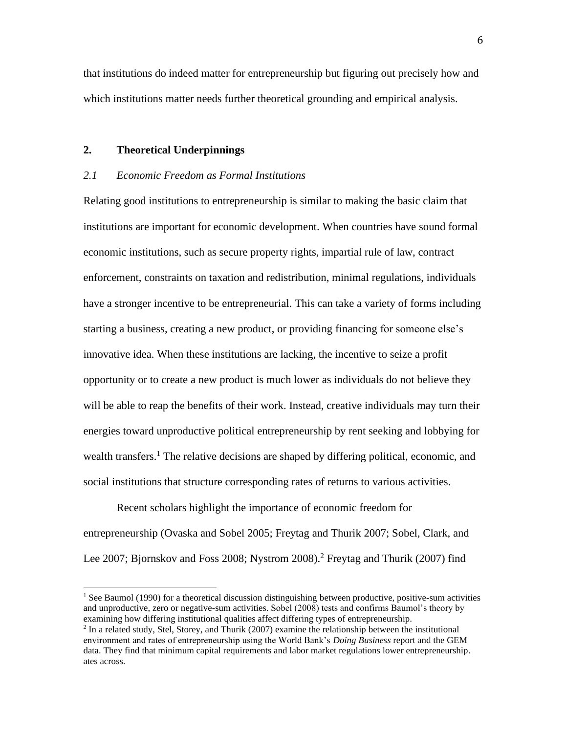that institutions do indeed matter for entrepreneurship but figuring out precisely how and which institutions matter needs further theoretical grounding and empirical analysis.

## 2. Theoretical Underpinnings

### *2.1 Economic Freedom as Formal Institutions*

Relating good institutions to entrepreneurship is similar to making the basic claim that institutions are important for economic development. When countries have sound formal economic institutions, such as secure property rights, impartial rule of law, contract enforcement, constraints on taxation and redistribution, minimal regulations, individuals have a stronger incentive to be entrepreneurial. This can take a variety of forms including starting a business, creating a new product, or providing financing for someone else's innovative idea. When these institutions are lacking, the incentive to seize a profit opportunity or to create a new product is much lower as individuals do not believe they will be able to reap the benefits of their work. Instead, creative individuals may turn their energies toward unproductive political entrepreneurship by rent seeking and lobbying for wealth transfers.[1] The relative decisions are shaped by differing political, economic, and social institutions that structure corresponding rates of returns to various activities.

Recent scholars highlight the importance of economic freedom for entrepreneurship (Ovaska and Sobel 2005; Freytag and Thurik 2007; Sobel, Clark, and Lee 2007; Bjornskov and Foss 2008; Nystrom 2008).[2] Freytag and Thurik (2007) find

---

[1] See Baumol (1990) for a theoretical discussion distinguishing between productive, positive-sum activities and unproductive, zero or negative-sum activities. Sobel (2008) tests and confirms Baumol's theory by examining how differing institutional qualities affect differing types of entrepreneurship.

[2] In a related study, Stel, Storey, and Thurik (2007) examine the relationship between the institutional environment and rates of entrepreneurship using the World Bank's *Doing Business* report and the GEM data. They find that minimum capital requirements and labor market regulations lower entrepreneurship. ates across.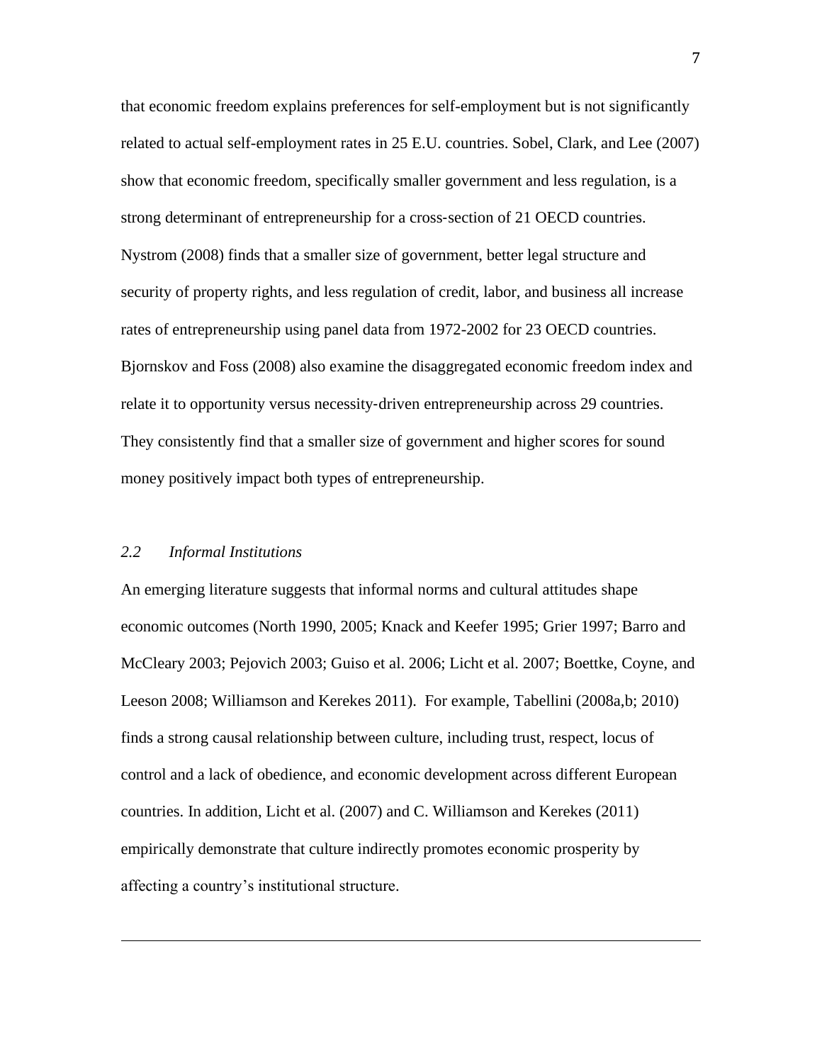that economic freedom explains preferences for self-employment but is not significantly related to actual self-employment rates in 25 E.U. countries. Sobel, Clark, and Lee (2007) show that economic freedom, specifically smaller government and less regulation, is a strong determinant of entrepreneurship for a cross-section of 21 OECD countries. Nystrom (2008) finds that a smaller size of government, better legal structure and security of property rights, and less regulation of credit, labor, and business all increase rates of entrepreneurship using panel data from 1972-2002 for 23 OECD countries. Bjornskov and Foss (2008) also examine the disaggregated economic freedom index and relate it to opportunity versus necessity-driven entrepreneurship across 29 countries. They consistently find that a smaller size of government and higher scores for sound money positively impact both types of entrepreneurship.

### *2.2 Informal Institutions*

An emerging literature suggests that informal norms and cultural attitudes shape economic outcomes (North 1990, 2005; Knack and Keefer 1995; Grier 1997; Barro and McCleary 2003; Pejovich 2003; Guiso et al. 2006; Licht et al. 2007; Boettke, Coyne, and Leeson 2008; Williamson and Kerekes 2011). For example, Tabellini (2008a,b; 2010) finds a strong causal relationship between culture, including trust, respect, locus of control and a lack of obedience, and economic development across different European countries. In addition, Licht et al. (2007) and C. Williamson and Kerekes (2011) empirically demonstrate that culture indirectly promotes economic prosperity by affecting a country's institutional structure.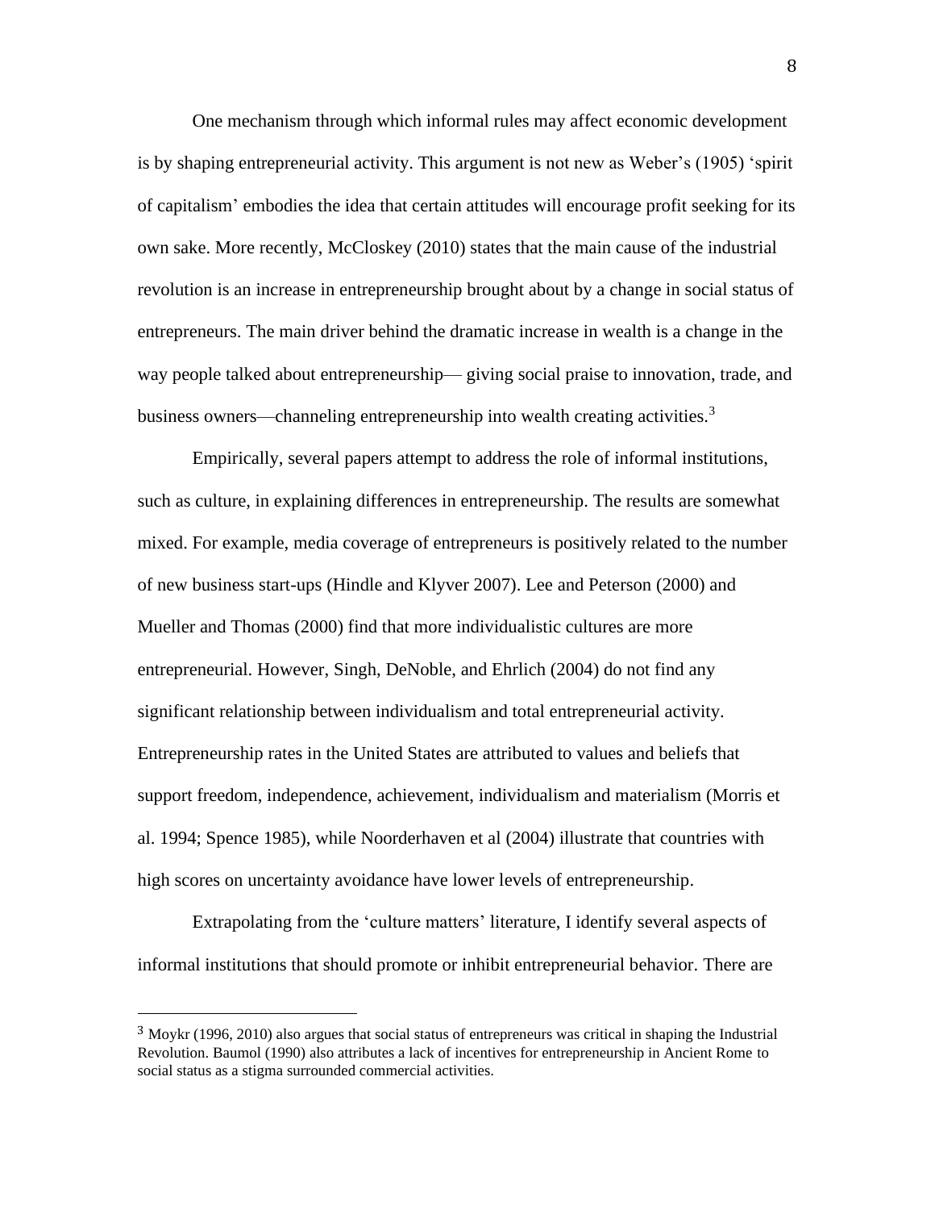One mechanism through which informal rules may affect economic development is by shaping entrepreneurial activity. This argument is not new as Weber's (1905) 'spirit of capitalism' embodies the idea that certain attitudes will encourage profit seeking for its own sake. More recently, McCloskey (2010) states that the main cause of the industrial revolution is an increase in entrepreneurship brought about by a change in social status of entrepreneurs. The main driver behind the dramatic increase in wealth is a change in the way people talked about entrepreneurship— giving social praise to innovation, trade, and business owners—channeling entrepreneurship into wealth creating activities.[3]

Empirically, several papers attempt to address the role of informal institutions, such as culture, in explaining differences in entrepreneurship. The results are somewhat mixed. For example, media coverage of entrepreneurs is positively related to the number of new business start-ups (Hindle and Klyver 2007). Lee and Peterson (2000) and Mueller and Thomas (2000) find that more individualistic cultures are more entrepreneurial. However, Singh, DeNoble, and Ehrlich (2004) do not find any significant relationship between individualism and total entrepreneurial activity. Entrepreneurship rates in the United States are attributed to values and beliefs that support freedom, independence, achievement, individualism and materialism (Morris et al. 1994; Spence 1985), while Noorderhaven et al (2004) illustrate that countries with high scores on uncertainty avoidance have lower levels of entrepreneurship.

Extrapolating from the 'culture matters' literature, I identify several aspects of informal institutions that should promote or inhibit entrepreneurial behavior. There are

[3] Moykr (1996, 2010) also argues that social status of entrepreneurs was critical in shaping the Industrial Revolution. Baumol (1990) also attributes a lack of incentives for entrepreneurship in Ancient Rome to social status as a stigma surrounded commercial activities.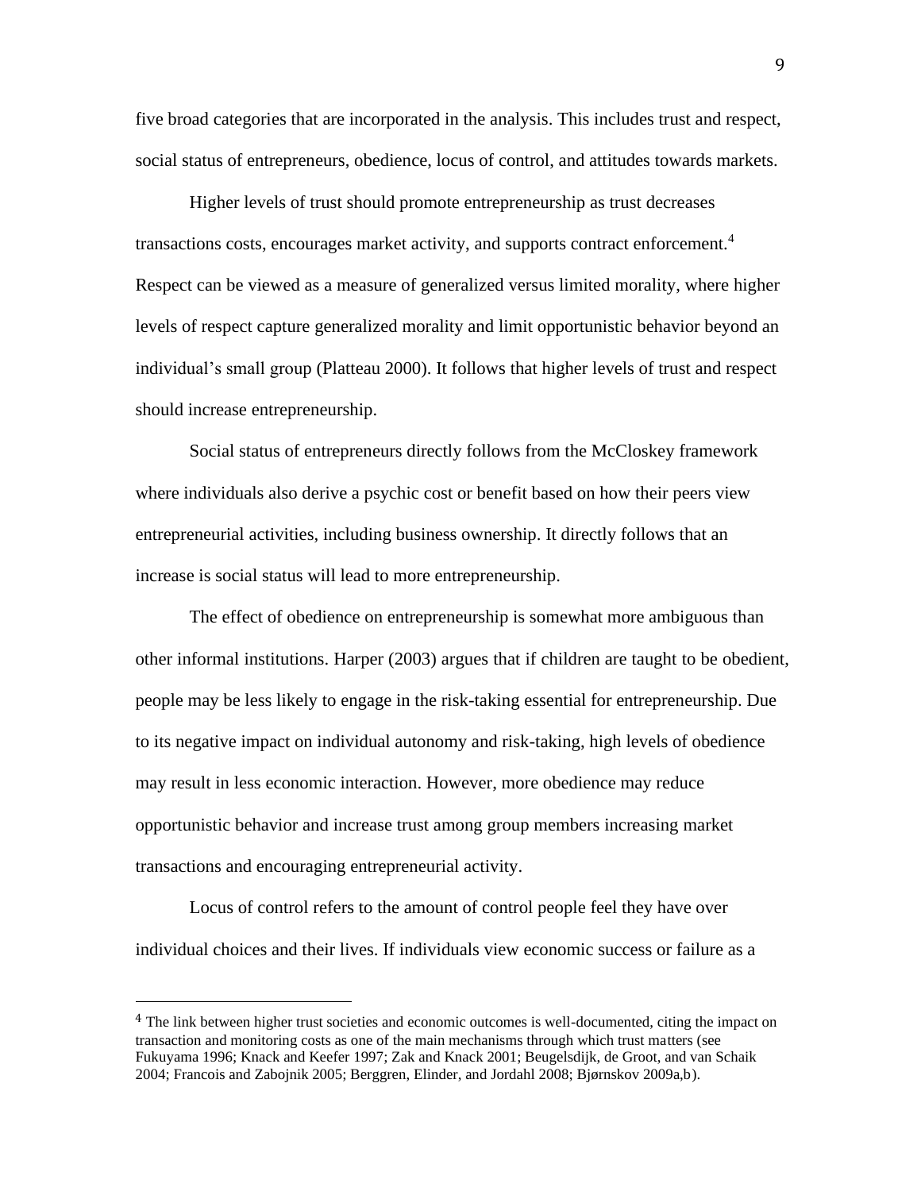five broad categories that are incorporated in the analysis. This includes trust and respect, social status of entrepreneurs, obedience, locus of control, and attitudes towards markets.

Higher levels of trust should promote entrepreneurship as trust decreases transactions costs, encourages market activity, and supports contract enforcement.[4] Respect can be viewed as a measure of generalized versus limited morality, where higher levels of respect capture generalized morality and limit opportunistic behavior beyond an individual's small group (Platteau 2000). It follows that higher levels of trust and respect should increase entrepreneurship.

Social status of entrepreneurs directly follows from the McCloskey framework where individuals also derive a psychic cost or benefit based on how their peers view entrepreneurial activities, including business ownership. It directly follows that an increase is social status will lead to more entrepreneurship.

The effect of obedience on entrepreneurship is somewhat more ambiguous than other informal institutions. Harper (2003) argues that if children are taught to be obedient, people may be less likely to engage in the risk-taking essential for entrepreneurship. Due to its negative impact on individual autonomy and risk-taking, high levels of obedience may result in less economic interaction. However, more obedience may reduce opportunistic behavior and increase trust among group members increasing market transactions and encouraging entrepreneurial activity.

Locus of control refers to the amount of control people feel they have over individual choices and their lives. If individuals view economic success or failure as a

[4] The link between higher trust societies and economic outcomes is well-documented, citing the impact on transaction and monitoring costs as one of the main mechanisms through which trust matters (see Fukuyama 1996; Knack and Keefer 1997; Zak and Knack 2001; Beugelsdijk, de Groot, and van Schaik 2004; Francois and Zabojnik 2005; Berggren, Elinder, and Jordahl 2008; Bjørnskov 2009a,b).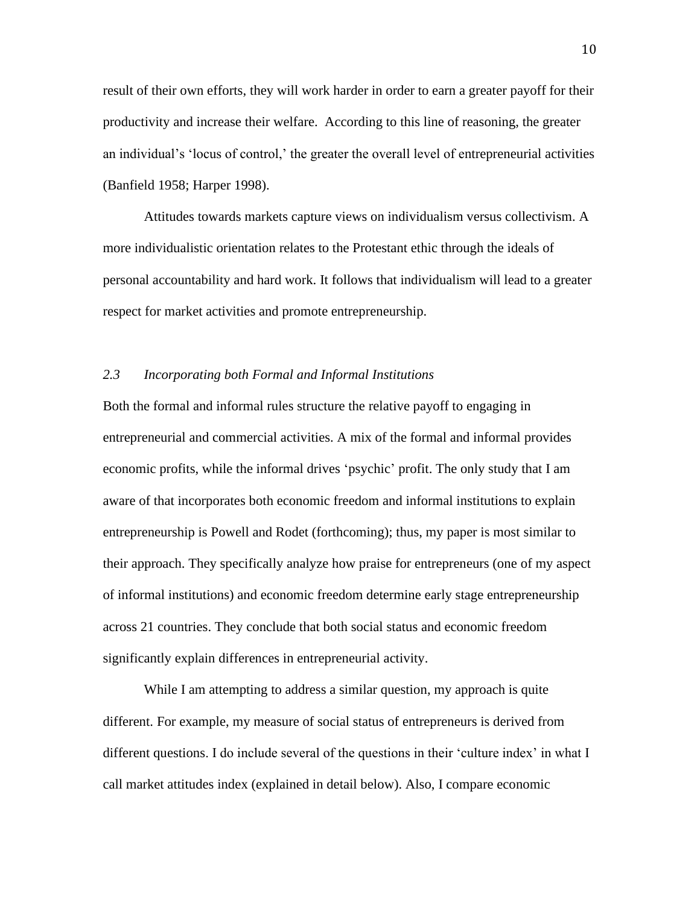result of their own efforts, they will work harder in order to earn a greater payoff for their productivity and increase their welfare. According to this line of reasoning, the greater an individual's 'locus of control,' the greater the overall level of entrepreneurial activities (Banfield 1958; Harper 1998).

Attitudes towards markets capture views on individualism versus collectivism. A more individualistic orientation relates to the Protestant ethic through the ideals of personal accountability and hard work. It follows that individualism will lead to a greater respect for market activities and promote entrepreneurship.

### *2.3 Incorporating both Formal and Informal Institutions*

Both the formal and informal rules structure the relative payoff to engaging in entrepreneurial and commercial activities. A mix of the formal and informal provides economic profits, while the informal drives 'psychic' profit. The only study that I am aware of that incorporates both economic freedom and informal institutions to explain entrepreneurship is Powell and Rodet (forthcoming); thus, my paper is most similar to their approach. They specifically analyze how praise for entrepreneurs (one of my aspect of informal institutions) and economic freedom determine early stage entrepreneurship across 21 countries. They conclude that both social status and economic freedom significantly explain differences in entrepreneurial activity.

While I am attempting to address a similar question, my approach is quite different. For example, my measure of social status of entrepreneurs is derived from different questions. I do include several of the questions in their 'culture index' in what I call market attitudes index (explained in detail below). Also, I compare economic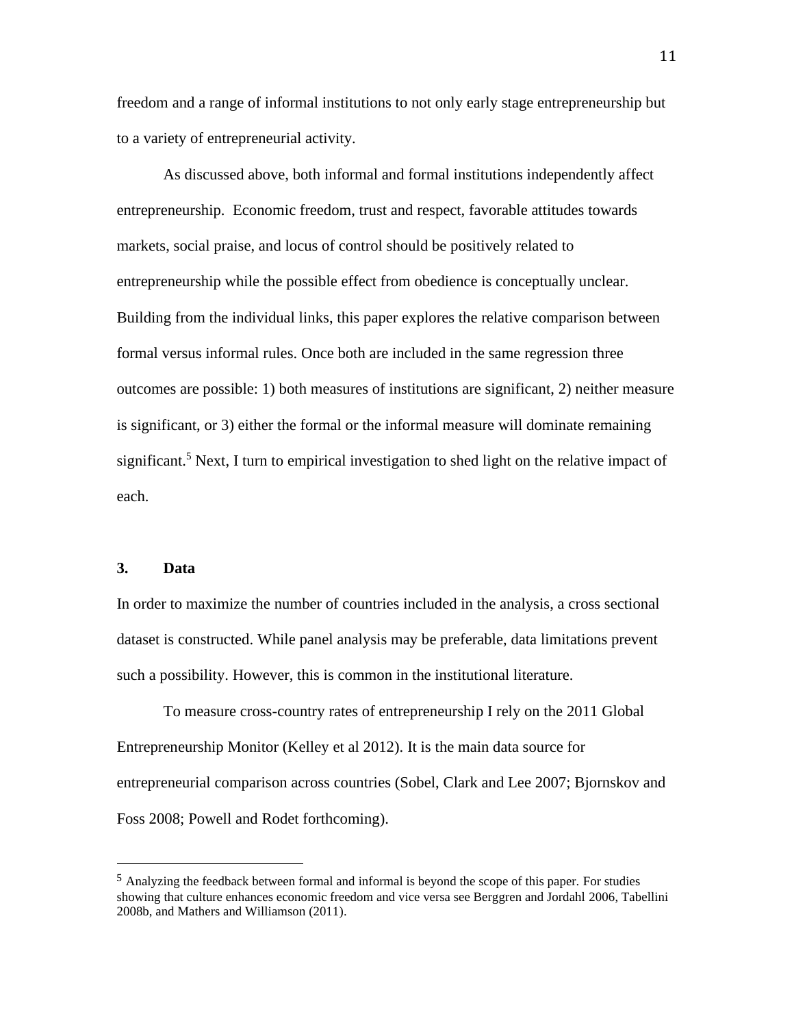freedom and a range of informal institutions to not only early stage entrepreneurship but to a variety of entrepreneurial activity.

As discussed above, both informal and formal institutions independently affect entrepreneurship. Economic freedom, trust and respect, favorable attitudes towards markets, social praise, and locus of control should be positively related to entrepreneurship while the possible effect from obedience is conceptually unclear. Building from the individual links, this paper explores the relative comparison between formal versus informal rules. Once both are included in the same regression three outcomes are possible: 1) both measures of institutions are significant, 2) neither measure is significant, or 3) either the formal or the informal measure will dominate remaining significant.[5] Next, I turn to empirical investigation to shed light on the relative impact of each.

## 3. Data

In order to maximize the number of countries included in the analysis, a cross sectional dataset is constructed. While panel analysis may be preferable, data limitations prevent such a possibility. However, this is common in the institutional literature.

To measure cross-country rates of entrepreneurship I rely on the 2011 Global Entrepreneurship Monitor (Kelley et al 2012). It is the main data source for entrepreneurial comparison across countries (Sobel, Clark and Lee 2007; Bjornskov and Foss 2008; Powell and Rodet forthcoming).

---

[5] Analyzing the feedback between formal and informal is beyond the scope of this paper. For studies showing that culture enhances economic freedom and vice versa see Berggren and Jordahl 2006, Tabellini 2008b, and Mathers and Williamson (2011).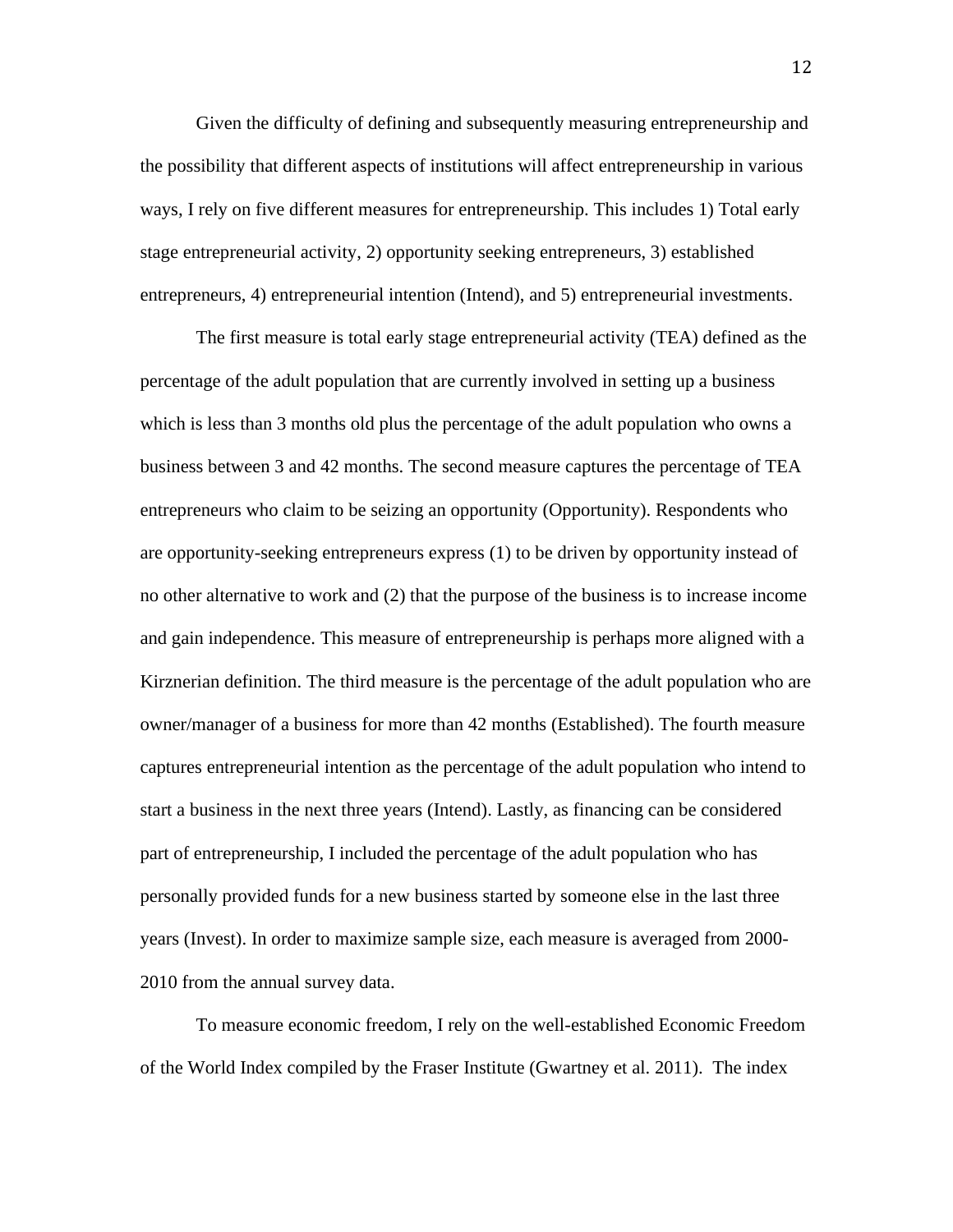Given the difficulty of defining and subsequently measuring entrepreneurship and the possibility that different aspects of institutions will affect entrepreneurship in various ways, I rely on five different measures for entrepreneurship. This includes 1) Total early stage entrepreneurial activity, 2) opportunity seeking entrepreneurs, 3) established entrepreneurs, 4) entrepreneurial intention (Intend), and 5) entrepreneurial investments.

The first measure is total early stage entrepreneurial activity (TEA) defined as the percentage of the adult population that are currently involved in setting up a business which is less than 3 months old plus the percentage of the adult population who owns a business between 3 and 42 months. The second measure captures the percentage of TEA entrepreneurs who claim to be seizing an opportunity (Opportunity). Respondents who are opportunity-seeking entrepreneurs express (1) to be driven by opportunity instead of no other alternative to work and (2) that the purpose of the business is to increase income and gain independence. This measure of entrepreneurship is perhaps more aligned with a Kirznerian definition. The third measure is the percentage of the adult population who are owner/manager of a business for more than 42 months (Established). The fourth measure captures entrepreneurial intention as the percentage of the adult population who intend to start a business in the next three years (Intend). Lastly, as financing can be considered part of entrepreneurship, I included the percentage of the adult population who has personally provided funds for a new business started by someone else in the last three years (Invest). In order to maximize sample size, each measure is averaged from 2000-2010 from the annual survey data.

To measure economic freedom, I rely on the well-established Economic Freedom of the World Index compiled by the Fraser Institute (Gwartney et al. 2011). The index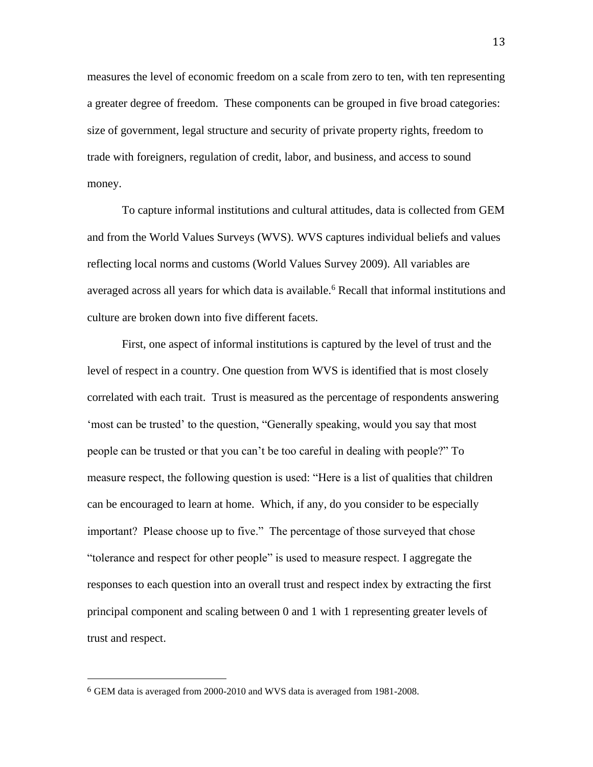measures the level of economic freedom on a scale from zero to ten, with ten representing a greater degree of freedom. These components can be grouped in five broad categories: size of government, legal structure and security of private property rights, freedom to trade with foreigners, regulation of credit, labor, and business, and access to sound money.

To capture informal institutions and cultural attitudes, data is collected from GEM and from the World Values Surveys (WVS). WVS captures individual beliefs and values reflecting local norms and customs (World Values Survey 2009). All variables are averaged across all years for which data is available.[6] Recall that informal institutions and culture are broken down into five different facets.

First, one aspect of informal institutions is captured by the level of trust and the level of respect in a country. One question from WVS is identified that is most closely correlated with each trait. Trust is measured as the percentage of respondents answering 'most can be trusted' to the question, "Generally speaking, would you say that most people can be trusted or that you can't be too careful in dealing with people?" To measure respect, the following question is used: "Here is a list of qualities that children can be encouraged to learn at home. Which, if any, do you consider to be especially important? Please choose up to five." The percentage of those surveyed that chose "tolerance and respect for other people" is used to measure respect. I aggregate the responses to each question into an overall trust and respect index by extracting the first principal component and scaling between 0 and 1 with 1 representing greater levels of trust and respect.

---

[6] GEM data is averaged from 2000-2010 and WVS data is averaged from 1981-2008.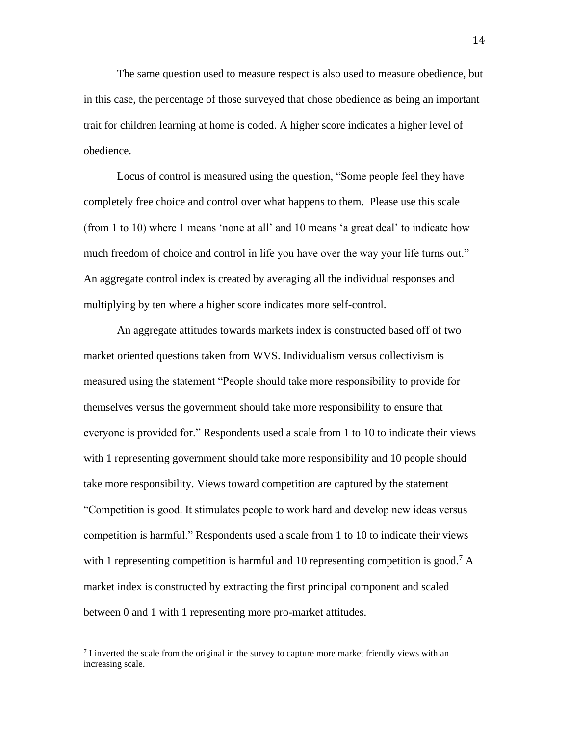The same question used to measure respect is also used to measure obedience, but in this case, the percentage of those surveyed that chose obedience as being an important trait for children learning at home is coded. A higher score indicates a higher level of obedience.

Locus of control is measured using the question, "Some people feel they have completely free choice and control over what happens to them. Please use this scale (from 1 to 10) where 1 means 'none at all' and 10 means 'a great deal' to indicate how much freedom of choice and control in life you have over the way your life turns out." An aggregate control index is created by averaging all the individual responses and multiplying by ten where a higher score indicates more self-control.

An aggregate attitudes towards markets index is constructed based off of two market oriented questions taken from WVS. Individualism versus collectivism is measured using the statement "People should take more responsibility to provide for themselves versus the government should take more responsibility to ensure that everyone is provided for." Respondents used a scale from 1 to 10 to indicate their views with 1 representing government should take more responsibility and 10 people should take more responsibility. Views toward competition are captured by the statement "Competition is good. It stimulates people to work hard and develop new ideas versus competition is harmful." Respondents used a scale from 1 to 10 to indicate their views with 1 representing competition is harmful and 10 representing competition is good.[7] A market index is constructed by extracting the first principal component and scaled between 0 and 1 with 1 representing more pro-market attitudes.

[7] I inverted the scale from the original in the survey to capture more market friendly views with an increasing scale.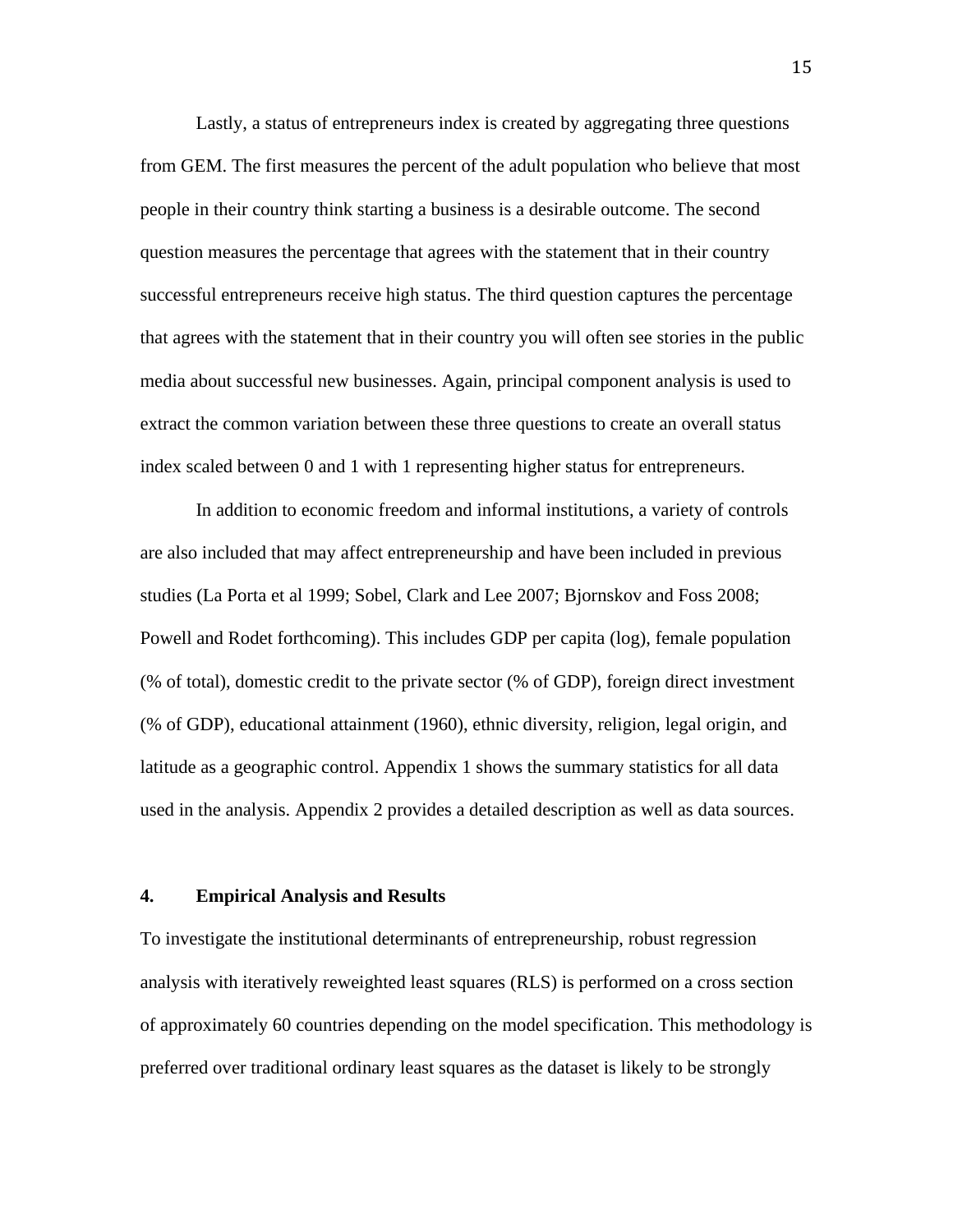Lastly, a status of entrepreneurs index is created by aggregating three questions from GEM. The first measures the percent of the adult population who believe that most people in their country think starting a business is a desirable outcome. The second question measures the percentage that agrees with the statement that in their country successful entrepreneurs receive high status. The third question captures the percentage that agrees with the statement that in their country you will often see stories in the public media about successful new businesses. Again, principal component analysis is used to extract the common variation between these three questions to create an overall status index scaled between 0 and 1 with 1 representing higher status for entrepreneurs.

In addition to economic freedom and informal institutions, a variety of controls are also included that may affect entrepreneurship and have been included in previous studies (La Porta et al 1999; Sobel, Clark and Lee 2007; Bjornskov and Foss 2008; Powell and Rodet forthcoming). This includes GDP per capita (log), female population (% of total), domestic credit to the private sector (% of GDP), foreign direct investment (% of GDP), educational attainment (1960), ethnic diversity, religion, legal origin, and latitude as a geographic control. Appendix 1 shows the summary statistics for all data used in the analysis. Appendix 2 provides a detailed description as well as data sources.

## 4. Empirical Analysis and Results

To investigate the institutional determinants of entrepreneurship, robust regression analysis with iteratively reweighted least squares (RLS) is performed on a cross section of approximately 60 countries depending on the model specification. This methodology is preferred over traditional ordinary least squares as the dataset is likely to be strongly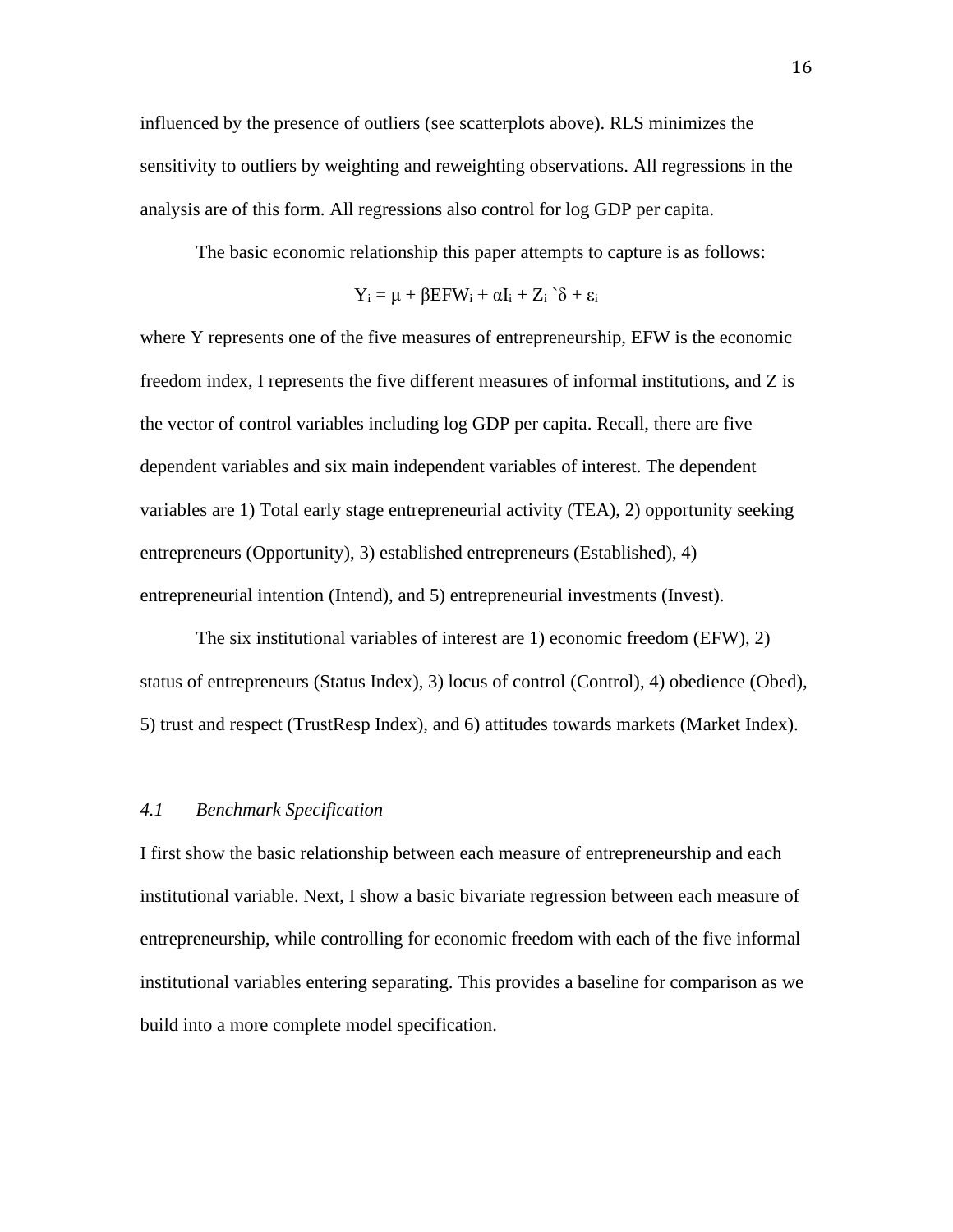influenced by the presence of outliers (see scatterplots above). RLS minimizes the sensitivity to outliers by weighting and reweighting observations. All regressions in the analysis are of this form. All regressions also control for log GDP per capita.

The basic economic relationship this paper attempts to capture is as follows:

$$Y_i = \mu + \beta EFW_i + \alpha I_i + Z_i`\delta + \varepsilon_i$$

where Y represents one of the five measures of entrepreneurship, EFW is the economic freedom index, I represents the five different measures of informal institutions, and Z is the vector of control variables including log GDP per capita. Recall, there are five dependent variables and six main independent variables of interest. The dependent variables are 1) Total early stage entrepreneurial activity (TEA), 2) opportunity seeking entrepreneurs (Opportunity), 3) established entrepreneurs (Established), 4) entrepreneurial intention (Intend), and 5) entrepreneurial investments (Invest).

The six institutional variables of interest are 1) economic freedom (EFW), 2) status of entrepreneurs (Status Index), 3) locus of control (Control), 4) obedience (Obed), 5) trust and respect (TrustResp Index), and 6) attitudes towards markets (Market Index).

### *4.1 Benchmark Specification*

I first show the basic relationship between each measure of entrepreneurship and each institutional variable. Next, I show a basic bivariate regression between each measure of entrepreneurship, while controlling for economic freedom with each of the five informal institutional variables entering separating. This provides a baseline for comparison as we build into a more complete model specification.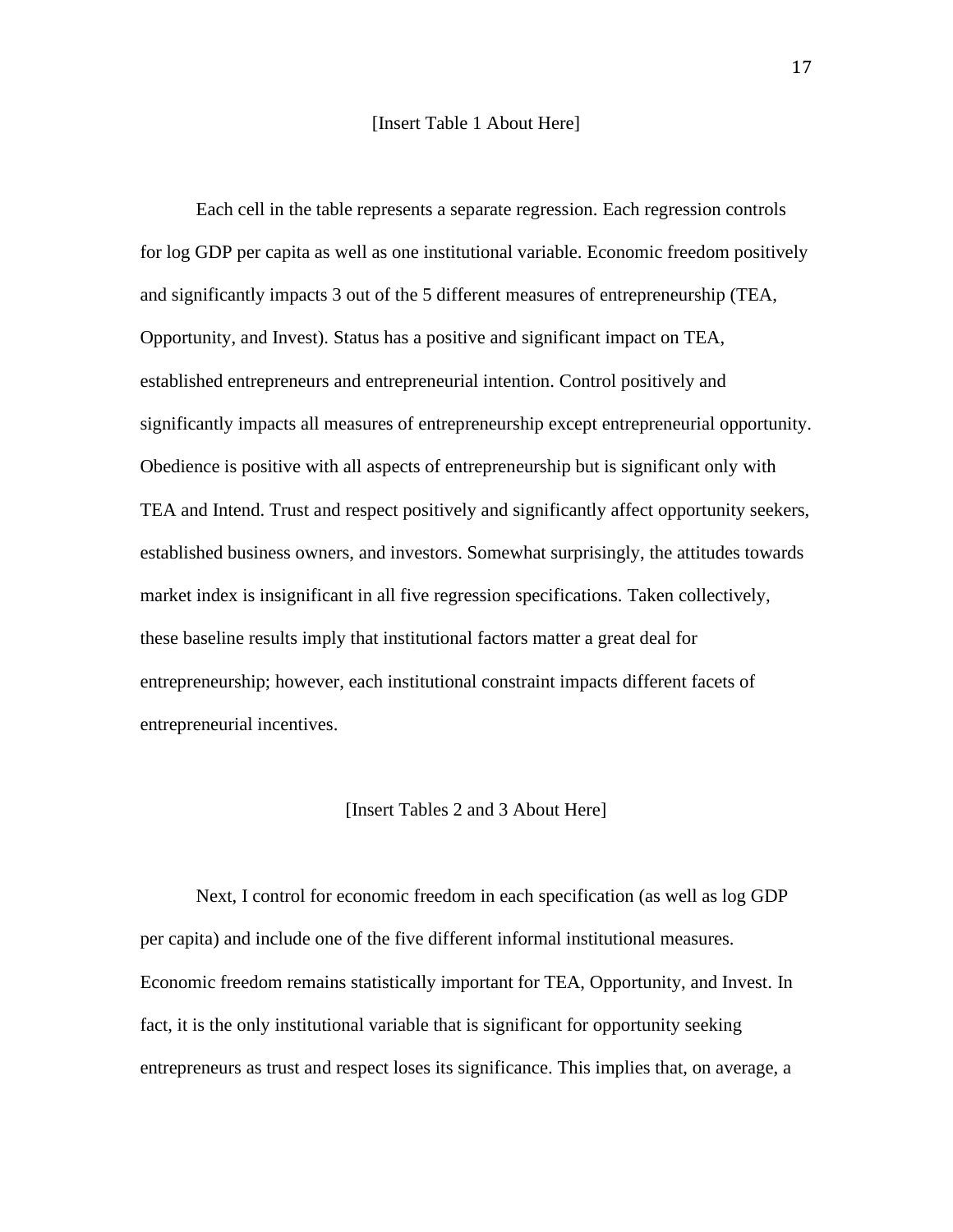[Insert Table 1 About Here]

Each cell in the table represents a separate regression. Each regression controls for log GDP per capita as well as one institutional variable. Economic freedom positively and significantly impacts 3 out of the 5 different measures of entrepreneurship (TEA, Opportunity, and Invest). Status has a positive and significant impact on TEA, established entrepreneurs and entrepreneurial intention. Control positively and significantly impacts all measures of entrepreneurship except entrepreneurial opportunity. Obedience is positive with all aspects of entrepreneurship but is significant only with TEA and Intend. Trust and respect positively and significantly affect opportunity seekers, established business owners, and investors. Somewhat surprisingly, the attitudes towards market index is insignificant in all five regression specifications. Taken collectively, these baseline results imply that institutional factors matter a great deal for entrepreneurship; however, each institutional constraint impacts different facets of entrepreneurial incentives.

[Insert Tables 2 and 3 About Here]

Next, I control for economic freedom in each specification (as well as log GDP per capita) and include one of the five different informal institutional measures. Economic freedom remains statistically important for TEA, Opportunity, and Invest. In fact, it is the only institutional variable that is significant for opportunity seeking entrepreneurs as trust and respect loses its significance. This implies that, on average, a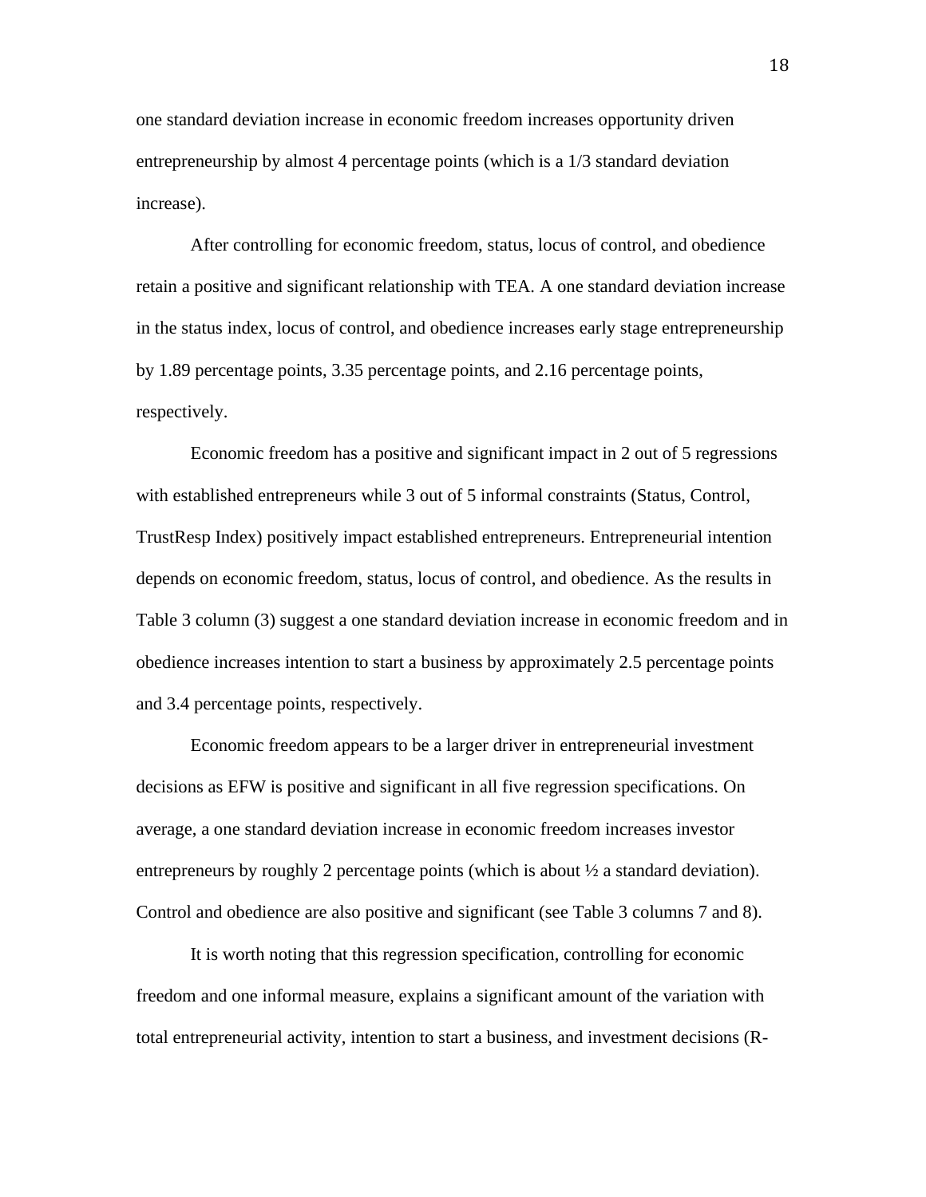one standard deviation increase in economic freedom increases opportunity driven entrepreneurship by almost 4 percentage points (which is a 1/3 standard deviation increase).

After controlling for economic freedom, status, locus of control, and obedience retain a positive and significant relationship with TEA. A one standard deviation increase in the status index, locus of control, and obedience increases early stage entrepreneurship by 1.89 percentage points, 3.35 percentage points, and 2.16 percentage points, respectively.

Economic freedom has a positive and significant impact in 2 out of 5 regressions with established entrepreneurs while 3 out of 5 informal constraints (Status, Control, TrustResp Index) positively impact established entrepreneurs. Entrepreneurial intention depends on economic freedom, status, locus of control, and obedience. As the results in Table 3 column (3) suggest a one standard deviation increase in economic freedom and in obedience increases intention to start a business by approximately 2.5 percentage points and 3.4 percentage points, respectively.

Economic freedom appears to be a larger driver in entrepreneurial investment decisions as EFW is positive and significant in all five regression specifications. On average, a one standard deviation increase in economic freedom increases investor entrepreneurs by roughly 2 percentage points (which is about ½ a standard deviation). Control and obedience are also positive and significant (see Table 3 columns 7 and 8).

It is worth noting that this regression specification, controlling for economic freedom and one informal measure, explains a significant amount of the variation with total entrepreneurial activity, intention to start a business, and investment decisions (R-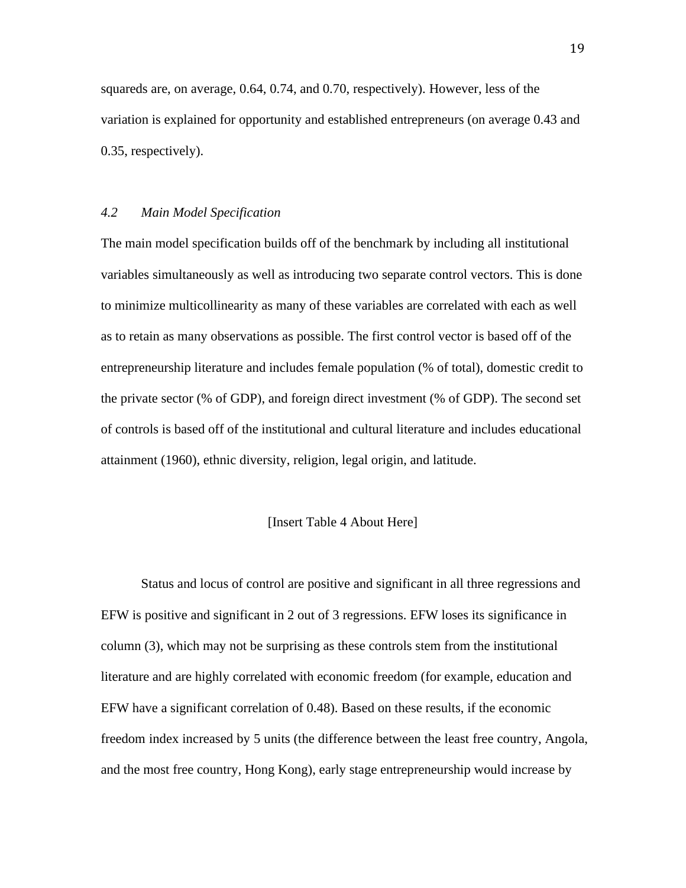squareds are, on average, 0.64, 0.74, and 0.70, respectively). However, less of the variation is explained for opportunity and established entrepreneurs (on average 0.43 and 0.35, respectively).

### *4.2 Main Model Specification*

The main model specification builds off of the benchmark by including all institutional variables simultaneously as well as introducing two separate control vectors. This is done to minimize multicollinearity as many of these variables are correlated with each as well as to retain as many observations as possible. The first control vector is based off of the entrepreneurship literature and includes female population (% of total), domestic credit to the private sector (% of GDP), and foreign direct investment (% of GDP). The second set of controls is based off of the institutional and cultural literature and includes educational attainment (1960), ethnic diversity, religion, legal origin, and latitude.

[Insert Table 4 About Here]

Status and locus of control are positive and significant in all three regressions and EFW is positive and significant in 2 out of 3 regressions. EFW loses its significance in column (3), which may not be surprising as these controls stem from the institutional literature and are highly correlated with economic freedom (for example, education and EFW have a significant correlation of 0.48). Based on these results, if the economic freedom index increased by 5 units (the difference between the least free country, Angola, and the most free country, Hong Kong), early stage entrepreneurship would increase by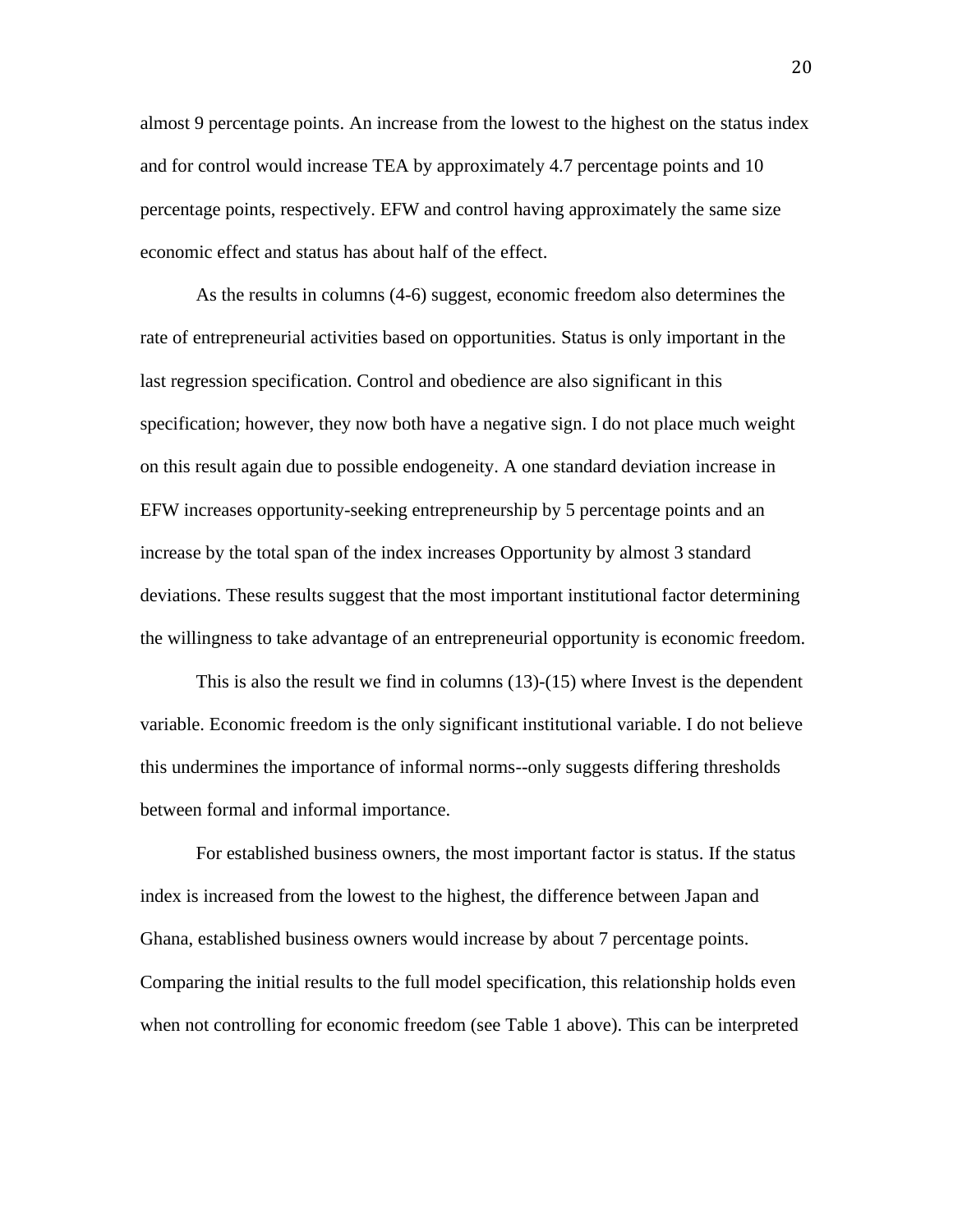almost 9 percentage points. An increase from the lowest to the highest on the status index and for control would increase TEA by approximately 4.7 percentage points and 10 percentage points, respectively. EFW and control having approximately the same size economic effect and status has about half of the effect.

As the results in columns (4-6) suggest, economic freedom also determines the rate of entrepreneurial activities based on opportunities. Status is only important in the last regression specification. Control and obedience are also significant in this specification; however, they now both have a negative sign. I do not place much weight on this result again due to possible endogeneity. A one standard deviation increase in EFW increases opportunity-seeking entrepreneurship by 5 percentage points and an increase by the total span of the index increases Opportunity by almost 3 standard deviations. These results suggest that the most important institutional factor determining the willingness to take advantage of an entrepreneurial opportunity is economic freedom.

This is also the result we find in columns (13)-(15) where Invest is the dependent variable. Economic freedom is the only significant institutional variable. I do not believe this undermines the importance of informal norms--only suggests differing thresholds between formal and informal importance.

For established business owners, the most important factor is status. If the status index is increased from the lowest to the highest, the difference between Japan and Ghana, established business owners would increase by about 7 percentage points. Comparing the initial results to the full model specification, this relationship holds even when not controlling for economic freedom (see Table 1 above). This can be interpreted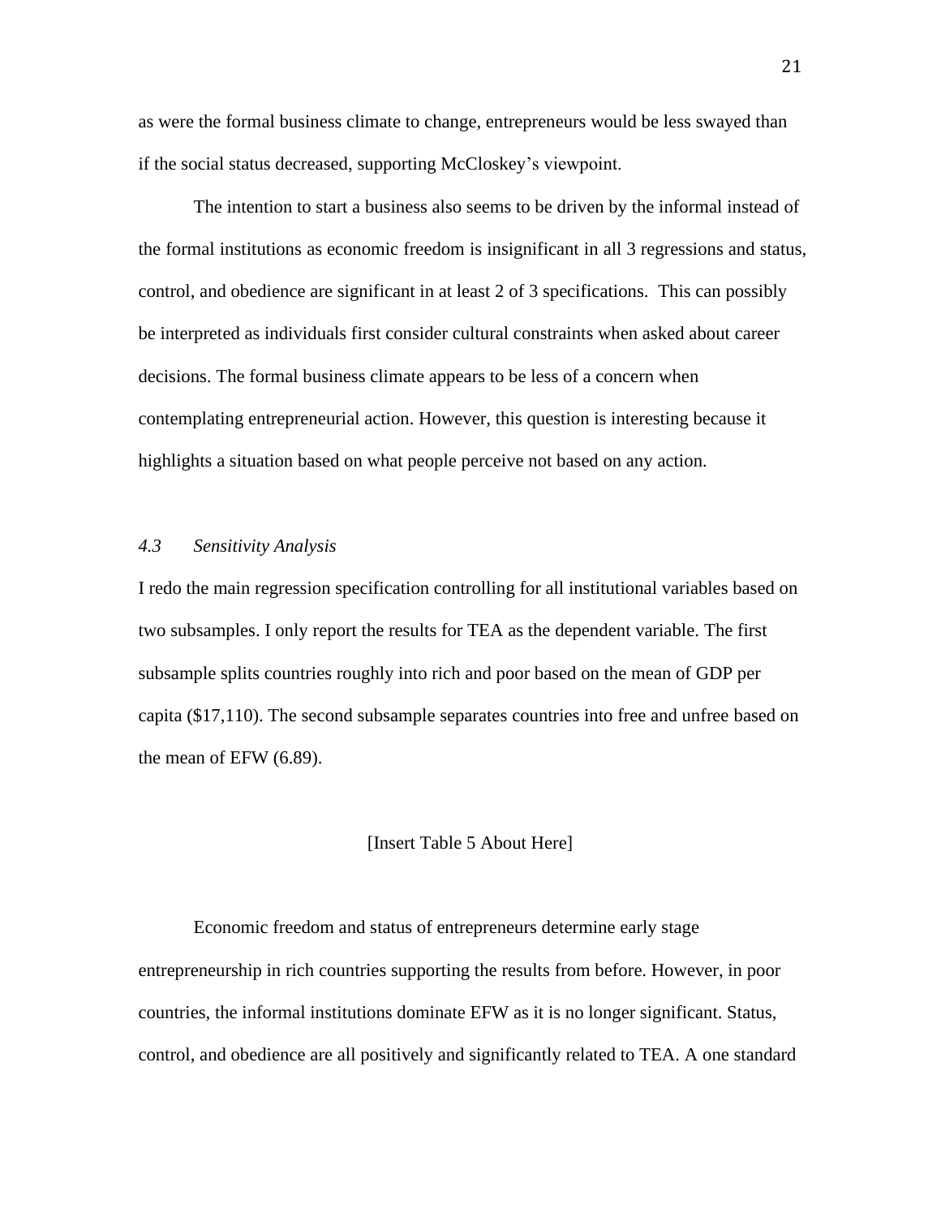as were the formal business climate to change, entrepreneurs would be less swayed than if the social status decreased, supporting McCloskey's viewpoint.

The intention to start a business also seems to be driven by the informal instead of the formal institutions as economic freedom is insignificant in all 3 regressions and status, control, and obedience are significant in at least 2 of 3 specifications. This can possibly be interpreted as individuals first consider cultural constraints when asked about career decisions. The formal business climate appears to be less of a concern when contemplating entrepreneurial action. However, this question is interesting because it highlights a situation based on what people perceive not based on any action.

### *4.3 Sensitivity Analysis*

I redo the main regression specification controlling for all institutional variables based on two subsamples. I only report the results for TEA as the dependent variable. The first subsample splits countries roughly into rich and poor based on the mean of GDP per capita ($17,110). The second subsample separates countries into free and unfree based on the mean of EFW (6.89).

[Insert Table 5 About Here]

Economic freedom and status of entrepreneurs determine early stage entrepreneurship in rich countries supporting the results from before. However, in poor countries, the informal institutions dominate EFW as it is no longer significant. Status, control, and obedience are all positively and significantly related to TEA. A one standard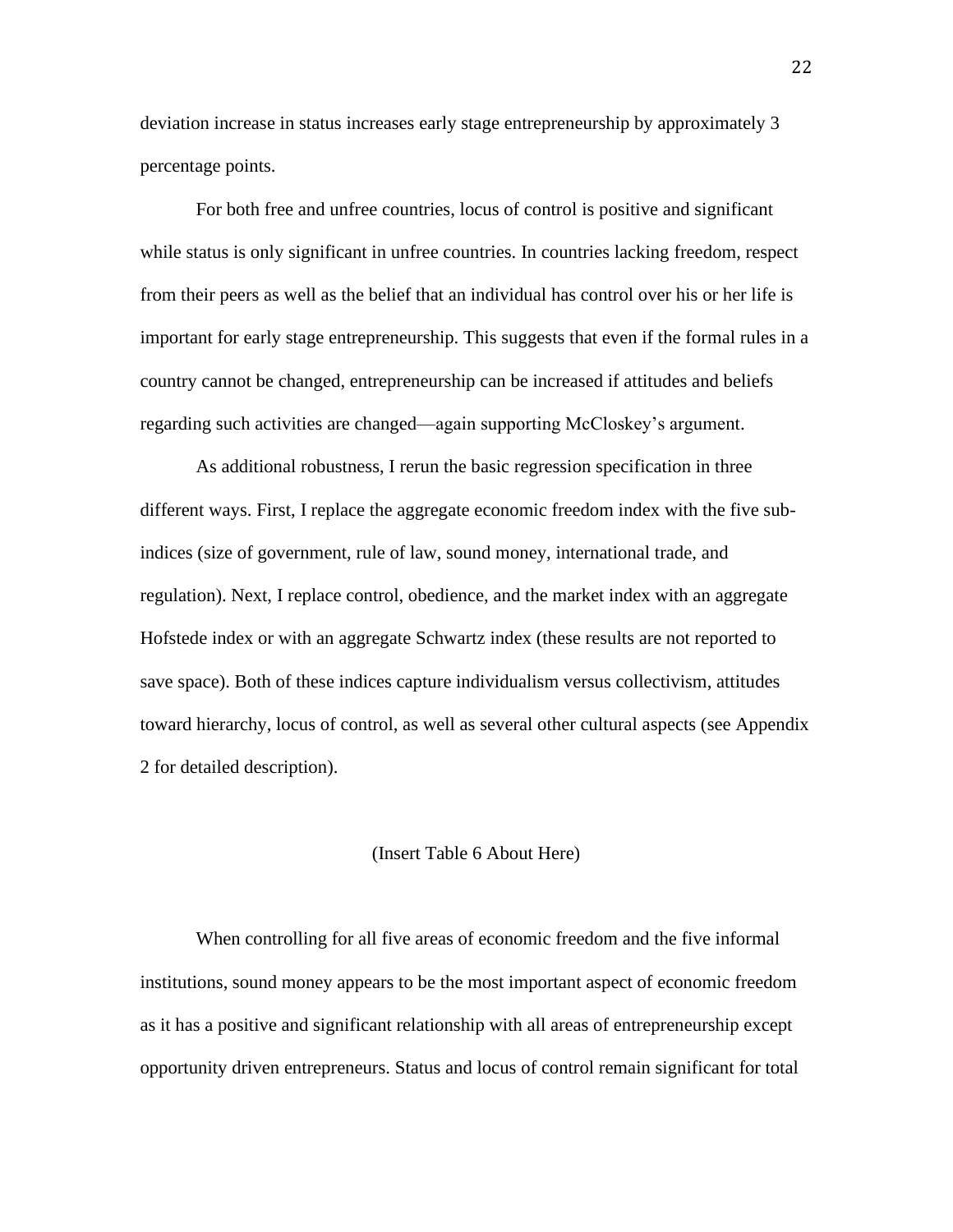deviation increase in status increases early stage entrepreneurship by approximately 3 percentage points.

For both free and unfree countries, locus of control is positive and significant while status is only significant in unfree countries. In countries lacking freedom, respect from their peers as well as the belief that an individual has control over his or her life is important for early stage entrepreneurship. This suggests that even if the formal rules in a country cannot be changed, entrepreneurship can be increased if attitudes and beliefs regarding such activities are changed—again supporting McCloskey's argument.

As additional robustness, I rerun the basic regression specification in three different ways. First, I replace the aggregate economic freedom index with the five sub-indices (size of government, rule of law, sound money, international trade, and regulation). Next, I replace control, obedience, and the market index with an aggregate Hofstede index or with an aggregate Schwartz index (these results are not reported to save space). Both of these indices capture individualism versus collectivism, attitudes toward hierarchy, locus of control, as well as several other cultural aspects (see Appendix 2 for detailed description).

(Insert Table 6 About Here)

When controlling for all five areas of economic freedom and the five informal institutions, sound money appears to be the most important aspect of economic freedom as it has a positive and significant relationship with all areas of entrepreneurship except opportunity driven entrepreneurs. Status and locus of control remain significant for total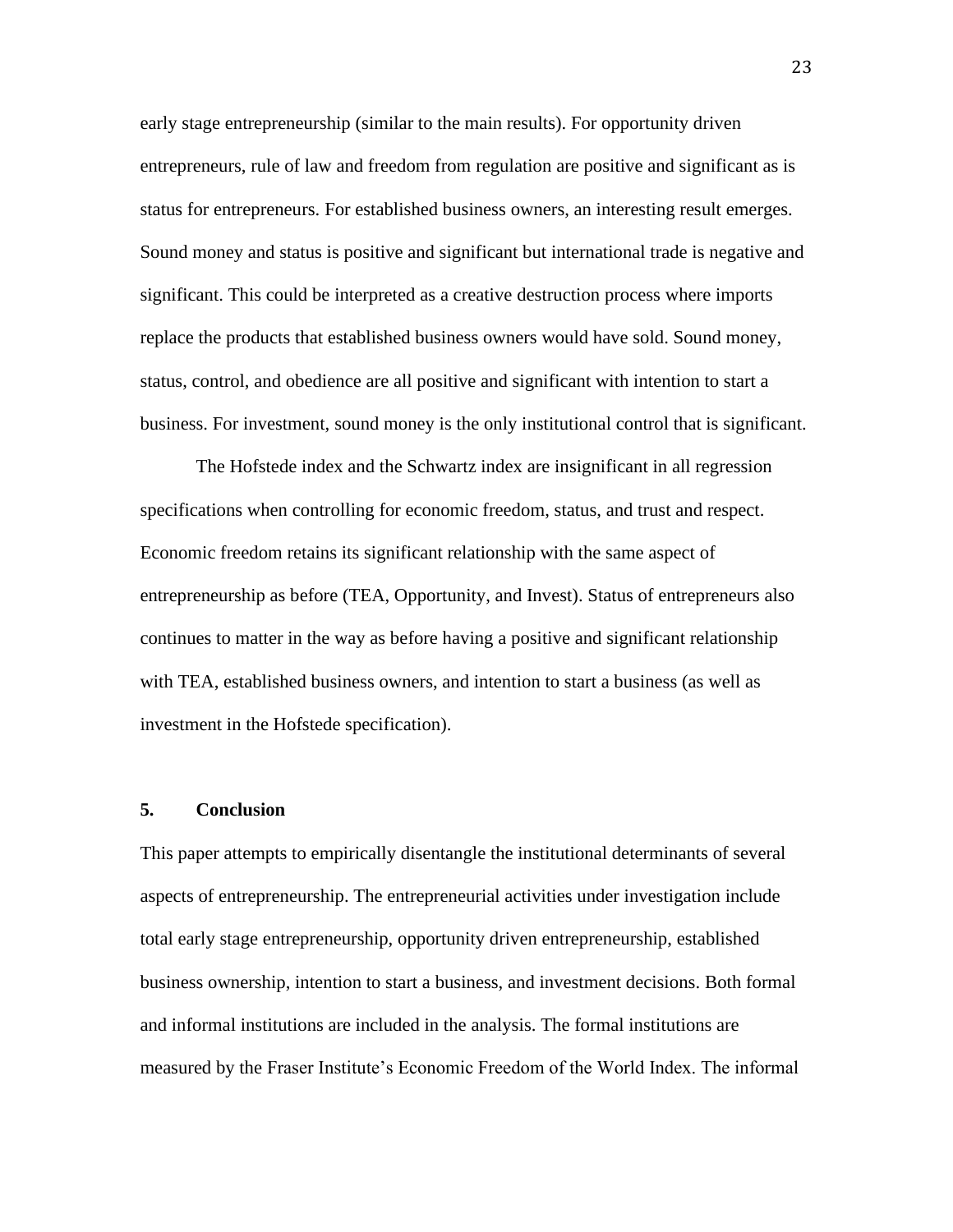early stage entrepreneurship (similar to the main results). For opportunity driven entrepreneurs, rule of law and freedom from regulation are positive and significant as is status for entrepreneurs. For established business owners, an interesting result emerges. Sound money and status is positive and significant but international trade is negative and significant. This could be interpreted as a creative destruction process where imports replace the products that established business owners would have sold. Sound money, status, control, and obedience are all positive and significant with intention to start a business. For investment, sound money is the only institutional control that is significant.

The Hofstede index and the Schwartz index are insignificant in all regression specifications when controlling for economic freedom, status, and trust and respect. Economic freedom retains its significant relationship with the same aspect of entrepreneurship as before (TEA, Opportunity, and Invest). Status of entrepreneurs also continues to matter in the way as before having a positive and significant relationship with TEA, established business owners, and intention to start a business (as well as investment in the Hofstede specification).

## 5. Conclusion

This paper attempts to empirically disentangle the institutional determinants of several aspects of entrepreneurship. The entrepreneurial activities under investigation include total early stage entrepreneurship, opportunity driven entrepreneurship, established business ownership, intention to start a business, and investment decisions. Both formal and informal institutions are included in the analysis. The formal institutions are measured by the Fraser Institute's Economic Freedom of the World Index. The informal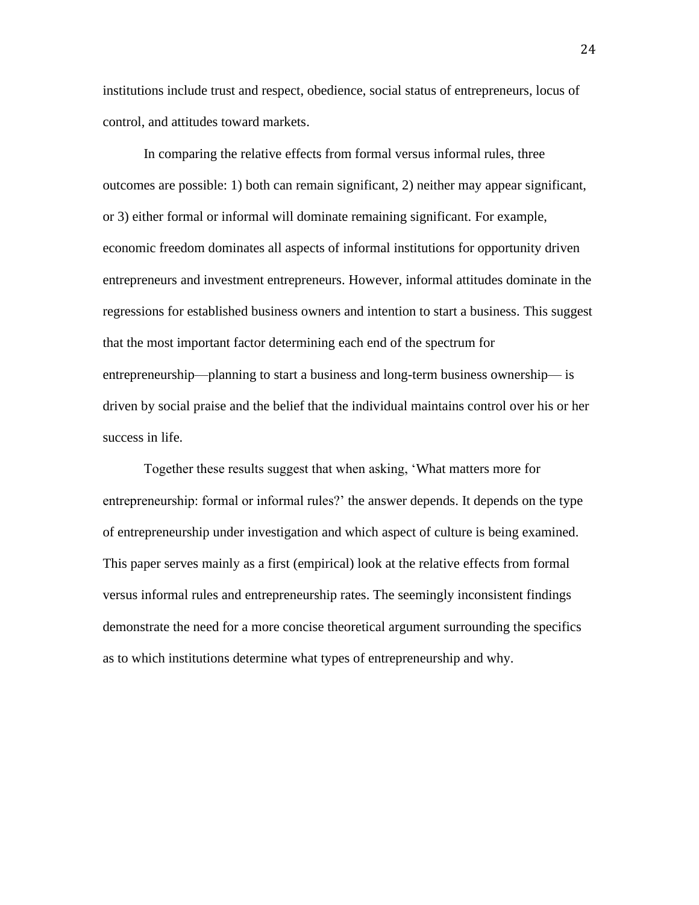institutions include trust and respect, obedience, social status of entrepreneurs, locus of control, and attitudes toward markets.

In comparing the relative effects from formal versus informal rules, three outcomes are possible: 1) both can remain significant, 2) neither may appear significant, or 3) either formal or informal will dominate remaining significant. For example, economic freedom dominates all aspects of informal institutions for opportunity driven entrepreneurs and investment entrepreneurs. However, informal attitudes dominate in the regressions for established business owners and intention to start a business. This suggest that the most important factor determining each end of the spectrum for entrepreneurship—planning to start a business and long-term business ownership— is driven by social praise and the belief that the individual maintains control over his or her success in life.

Together these results suggest that when asking, 'What matters more for entrepreneurship: formal or informal rules?' the answer depends. It depends on the type of entrepreneurship under investigation and which aspect of culture is being examined. This paper serves mainly as a first (empirical) look at the relative effects from formal versus informal rules and entrepreneurship rates. The seemingly inconsistent findings demonstrate the need for a more concise theoretical argument surrounding the specifics as to which institutions determine what types of entrepreneurship and why.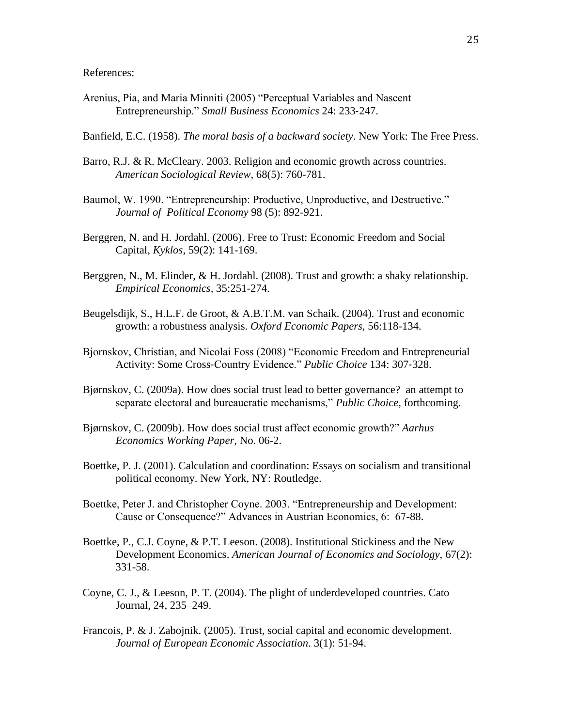References:

Arenius, Pia, and Maria Minniti (2005) "Perceptual Variables and Nascent Entrepreneurship." *Small Business Economics* 24: 233-247.

Banfield, E.C. (1958). *The moral basis of a backward society*. New York: The Free Press.

Barro, R.J. & R. McCleary. 2003. Religion and economic growth across countries. *American Sociological Review*, 68(5): 760-781.

Baumol, W. 1990. "Entrepreneurship: Productive, Unproductive, and Destructive." *Journal of Political Economy* 98 (5): 892-921.

Berggren, N. and H. Jordahl. (2006). Free to Trust: Economic Freedom and Social Capital, *Kyklos*, 59(2): 141-169.

Berggren, N., M. Elinder, & H. Jordahl. (2008). Trust and growth: a shaky relationship. *Empirical Economics,* 35:251-274.

Beugelsdijk, S., H.L.F. de Groot, & A.B.T.M. van Schaik. (2004). Trust and economic growth: a robustness analysis. *Oxford Economic Papers,* 56:118-134.

Bjornskov, Christian, and Nicolai Foss (2008) "Economic Freedom and Entrepreneurial Activity: Some Cross-Country Evidence." *Public Choice* 134: 307-328.

Bjørnskov, C. (2009a). How does social trust lead to better governance? an attempt to separate electoral and bureaucratic mechanisms," *Public Choice,* forthcoming.

Bjørnskov, C. (2009b). How does social trust affect economic growth?" *Aarhus Economics Working Paper,* No. 06-2.

Boettke, P. J. (2001). Calculation and coordination: Essays on socialism and transitional political economy. New York, NY: Routledge.

Boettke, Peter J. and Christopher Coyne. 2003. "Entrepreneurship and Development: Cause or Consequence?" Advances in Austrian Economics, 6: 67-88.

Boettke, P., C.J. Coyne, & P.T. Leeson. (2008). Institutional Stickiness and the New Development Economics. *American Journal of Economics and Sociology*, 67(2): 331-58.

Coyne, C. J., & Leeson, P. T. (2004). The plight of underdeveloped countries. Cato Journal, 24, 235–249.

Francois, P. & J. Zabojnik. (2005). Trust, social capital and economic development. *Journal of European Economic Association*. 3(1): 51-94.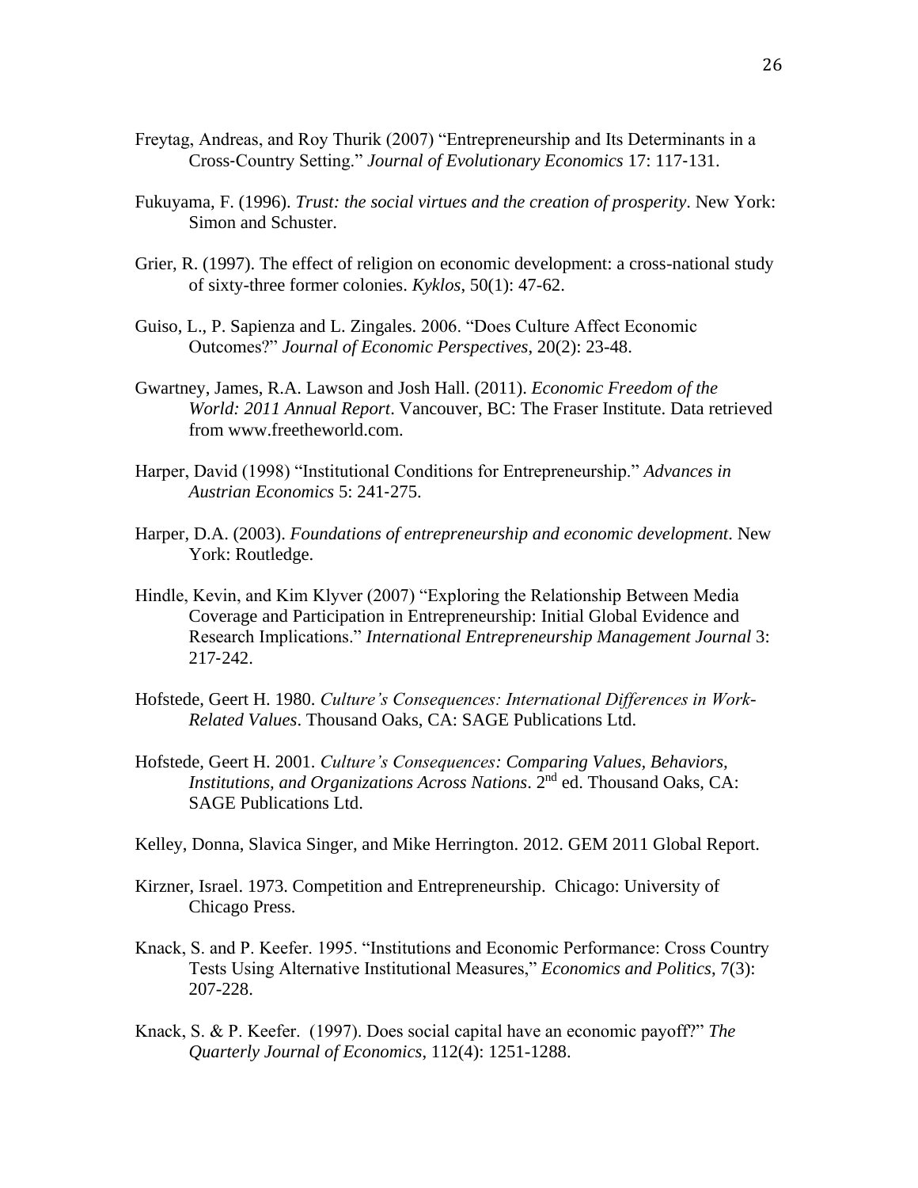Freytag, Andreas, and Roy Thurik (2007) "Entrepreneurship and Its Determinants in a Cross-Country Setting." *Journal of Evolutionary Economics* 17: 117-131.

Fukuyama, F. (1996). *Trust: the social virtues and the creation of prosperity*. New York: Simon and Schuster.

Grier, R. (1997). The effect of religion on economic development: a cross-national study of sixty-three former colonies. *Kyklos*, 50(1): 47-62.

Guiso, L., P. Sapienza and L. Zingales. 2006. "Does Culture Affect Economic Outcomes?" *Journal of Economic Perspectives*, 20(2): 23-48.

Gwartney, James, R.A. Lawson and Josh Hall. (2011). *Economic Freedom of the World: 2011 Annual Report*. Vancouver, BC: The Fraser Institute. Data retrieved from www.freetheworld.com.

Harper, David (1998) "Institutional Conditions for Entrepreneurship." *Advances in Austrian Economics* 5: 241-275.

Harper, D.A. (2003). *Foundations of entrepreneurship and economic development*. New York: Routledge.

Hindle, Kevin, and Kim Klyver (2007) "Exploring the Relationship Between Media Coverage and Participation in Entrepreneurship: Initial Global Evidence and Research Implications." *International Entrepreneurship Management Journal* 3: 217-242.

Hofstede, Geert H. 1980. *Culture's Consequences: International Differences in Work-Related Values*. Thousand Oaks, CA: SAGE Publications Ltd.

Hofstede, Geert H. 2001. *Culture's Consequences: Comparing Values, Behaviors, Institutions, and Organizations Across Nations*. 2nd ed. Thousand Oaks, CA: SAGE Publications Ltd.

Kelley, Donna, Slavica Singer, and Mike Herrington. 2012. GEM 2011 Global Report.

Kirzner, Israel. 1973. Competition and Entrepreneurship. Chicago: University of Chicago Press.

Knack, S. and P. Keefer. 1995. "Institutions and Economic Performance: Cross Country Tests Using Alternative Institutional Measures," *Economics and Politics*, 7(3): 207-228.

Knack, S. & P. Keefer. (1997). Does social capital have an economic payoff?" *The Quarterly Journal of Economics*, 112(4): 1251-1288.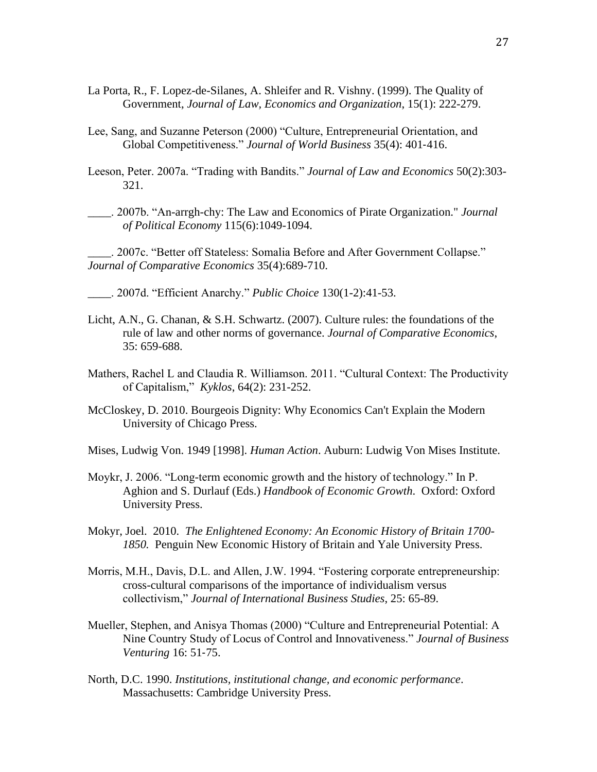La Porta, R., F. Lopez-de-Silanes, A. Shleifer and R. Vishny. (1999). The Quality of Government, *Journal of Law, Economics and Organization*, 15(1): 222-279.

Lee, Sang, and Suzanne Peterson (2000) "Culture, Entrepreneurial Orientation, and Global Competitiveness." *Journal of World Business* 35(4): 401-416.

Leeson, Peter. 2007a. "Trading with Bandits." *Journal of Law and Economics* 50(2):303-321.

____. 2007b. "An-arrgh-chy: The Law and Economics of Pirate Organization." *Journal of Political Economy* 115(6):1049-1094.

____. 2007c. "Better off Stateless: Somalia Before and After Government Collapse." *Journal of Comparative Economics* 35(4):689-710.

____. 2007d. "Efficient Anarchy." *Public Choice* 130(1-2):41-53.

Licht, A.N., G. Chanan, & S.H. Schwartz. (2007). Culture rules: the foundations of the rule of law and other norms of governance. *Journal of Comparative Economics*, 35: 659-688.

Mathers, Rachel L and Claudia R. Williamson. 2011. "Cultural Context: The Productivity of Capitalism," *Kyklos*, 64(2): 231-252.

McCloskey, D. 2010. Bourgeois Dignity: Why Economics Can't Explain the Modern University of Chicago Press.

Mises, Ludwig Von. 1949 [1998]. *Human Action*. Auburn: Ludwig Von Mises Institute.

Moykr, J. 2006. "Long-term economic growth and the history of technology." In P. Aghion and S. Durlauf (Eds.) *Handbook of Economic Growth*. Oxford: Oxford University Press.

Mokyr, Joel. 2010. *The Enlightened Economy: An Economic History of Britain 1700-1850.* Penguin New Economic History of Britain and Yale University Press.

Morris, M.H., Davis, D.L. and Allen, J.W. 1994. "Fostering corporate entrepreneurship: cross-cultural comparisons of the importance of individualism versus collectivism," *Journal of International Business Studies*, 25: 65-89.

Mueller, Stephen, and Anisya Thomas (2000) "Culture and Entrepreneurial Potential: A Nine Country Study of Locus of Control and Innovativeness." *Journal of Business Venturing* 16: 51-75.

North, D.C. 1990. *Institutions, institutional change, and economic performance*. Massachusetts: Cambridge University Press.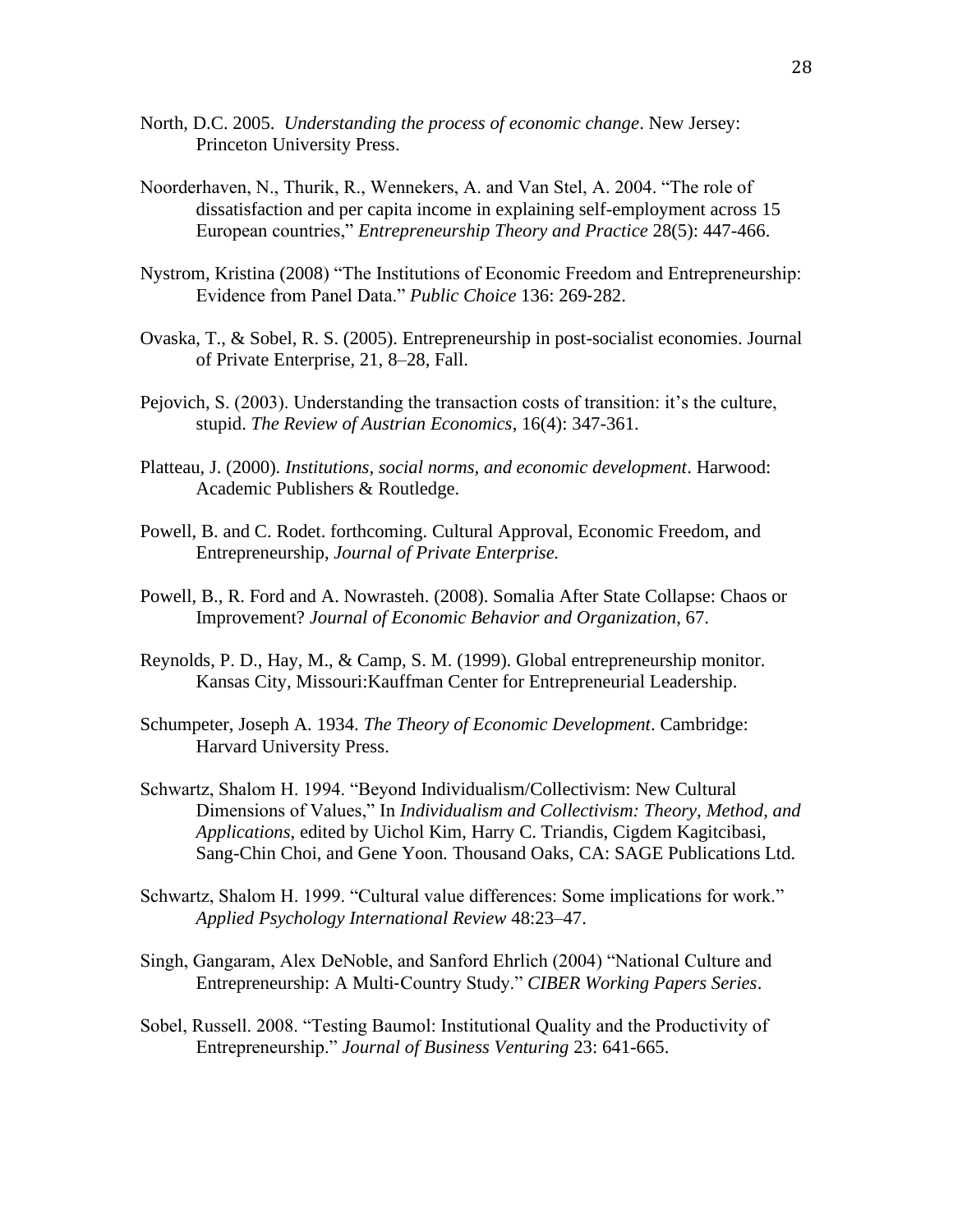North, D.C. 2005. *Understanding the process of economic change*. New Jersey: Princeton University Press.

Noorderhaven, N., Thurik, R., Wennekers, A. and Van Stel, A. 2004. "The role of dissatisfaction and per capita income in explaining self-employment across 15 European countries," *Entrepreneurship Theory and Practice* 28(5): 447-466.

Nystrom, Kristina (2008) "The Institutions of Economic Freedom and Entrepreneurship: Evidence from Panel Data." *Public Choice* 136: 269-282.

Ovaska, T., & Sobel, R. S. (2005). Entrepreneurship in post-socialist economies. Journal of Private Enterprise, 21, 8–28, Fall.

Pejovich, S. (2003). Understanding the transaction costs of transition: it's the culture, stupid. *The Review of Austrian Economics*, 16(4): 347-361.

Platteau, J. (2000). *Institutions, social norms, and economic development*. Harwood: Academic Publishers & Routledge.

Powell, B. and C. Rodet. forthcoming. Cultural Approval, Economic Freedom, and Entrepreneurship, *Journal of Private Enterprise.*

Powell, B., R. Ford and A. Nowrasteh. (2008). Somalia After State Collapse: Chaos or Improvement? *Journal of Economic Behavior and Organization*, 67.

Reynolds, P. D., Hay, M., & Camp, S. M. (1999). Global entrepreneurship monitor. Kansas City, Missouri:Kauffman Center for Entrepreneurial Leadership.

Schumpeter, Joseph A. 1934. *The Theory of Economic Development*. Cambridge: Harvard University Press.

Schwartz, Shalom H. 1994. "Beyond Individualism/Collectivism: New Cultural Dimensions of Values," In *Individualism and Collectivism: Theory, Method, and Applications*, edited by Uichol Kim, Harry C. Triandis, Cigdem Kagitcibasi, Sang-Chin Choi, and Gene Yoon. Thousand Oaks, CA: SAGE Publications Ltd.

Schwartz, Shalom H. 1999. "Cultural value differences: Some implications for work." *Applied Psychology International Review* 48:23–47.

Singh, Gangaram, Alex DeNoble, and Sanford Ehrlich (2004) "National Culture and Entrepreneurship: A Multi-Country Study." *CIBER Working Papers Series*.

Sobel, Russell. 2008. "Testing Baumol: Institutional Quality and the Productivity of Entrepreneurship." *Journal of Business Venturing* 23: 641-665.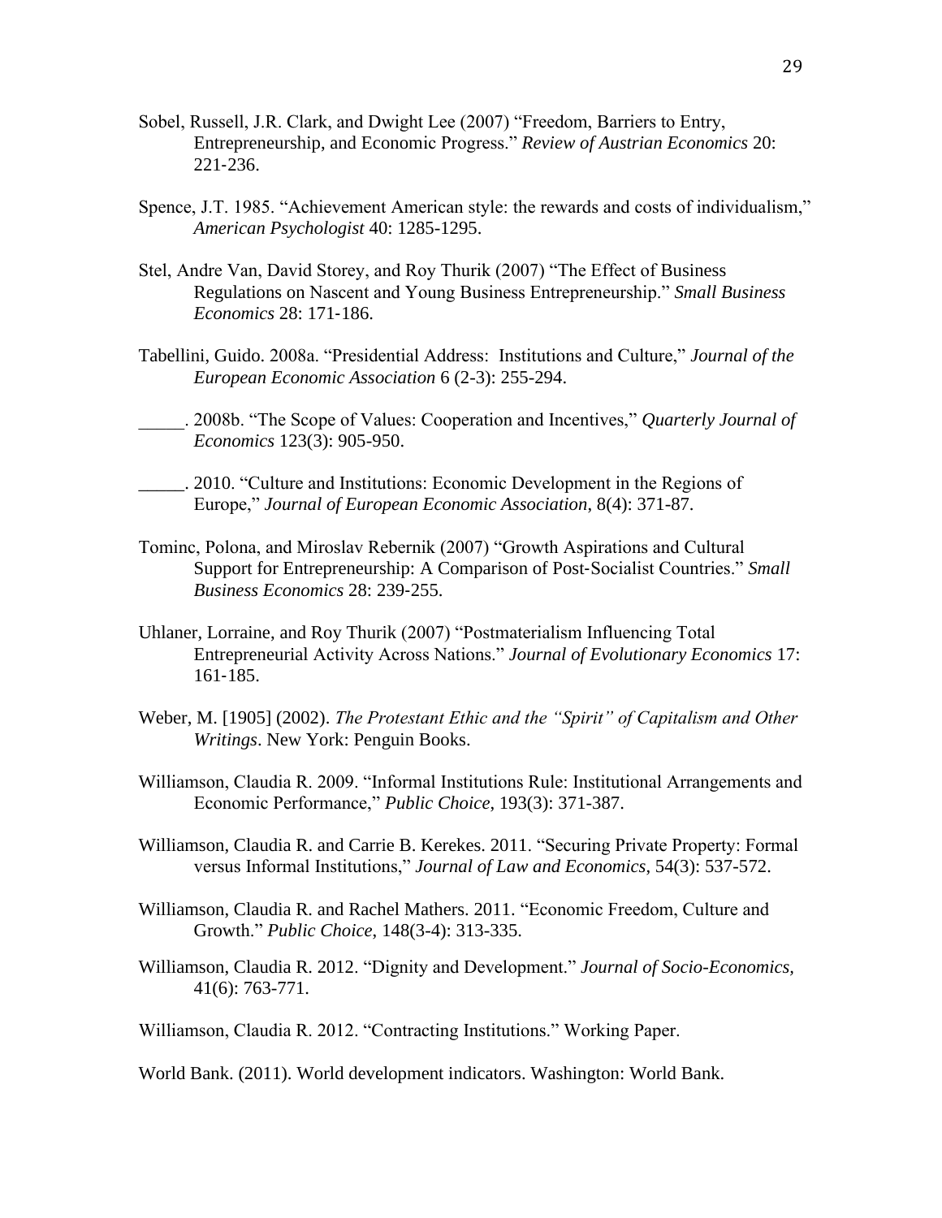Sobel, Russell, J.R. Clark, and Dwight Lee (2007) "Freedom, Barriers to Entry, Entrepreneurship, and Economic Progress." *Review of Austrian Economics* 20: 221-236.

Spence, J.T. 1985. "Achievement American style: the rewards and costs of individualism," *American Psychologist* 40: 1285-1295.

Stel, Andre Van, David Storey, and Roy Thurik (2007) "The Effect of Business Regulations on Nascent and Young Business Entrepreneurship." *Small Business Economics* 28: 171-186.

Tabellini, Guido. 2008a. "Presidential Address: Institutions and Culture," *Journal of the European Economic Association* 6 (2-3): 255-294.

_____. 2008b. "The Scope of Values: Cooperation and Incentives," *Quarterly Journal of Economics* 123(3): 905-950.

_____. 2010. "Culture and Institutions: Economic Development in the Regions of Europe," *Journal of European Economic Association*, 8(4): 371-87.

Tominc, Polona, and Miroslav Rebernik (2007) "Growth Aspirations and Cultural Support for Entrepreneurship: A Comparison of Post-Socialist Countries." *Small Business Economics* 28: 239-255.

Uhlaner, Lorraine, and Roy Thurik (2007) "Postmaterialism Influencing Total Entrepreneurial Activity Across Nations." *Journal of Evolutionary Economics* 17: 161-185.

Weber, M. [1905] (2002). *The Protestant Ethic and the "Spirit" of Capitalism and Other Writings*. New York: Penguin Books.

Williamson, Claudia R. 2009. "Informal Institutions Rule: Institutional Arrangements and Economic Performance," *Public Choice*, 193(3): 371-387.

Williamson, Claudia R. and Carrie B. Kerekes. 2011. "Securing Private Property: Formal versus Informal Institutions," *Journal of Law and Economics*, 54(3): 537-572.

Williamson, Claudia R. and Rachel Mathers. 2011. "Economic Freedom, Culture and Growth." *Public Choice*, 148(3-4): 313-335.

Williamson, Claudia R. 2012. "Dignity and Development." *Journal of Socio-Economics,* 41(6): 763-771.

Williamson, Claudia R. 2012. "Contracting Institutions." Working Paper.

World Bank. (2011). World development indicators. Washington: World Bank.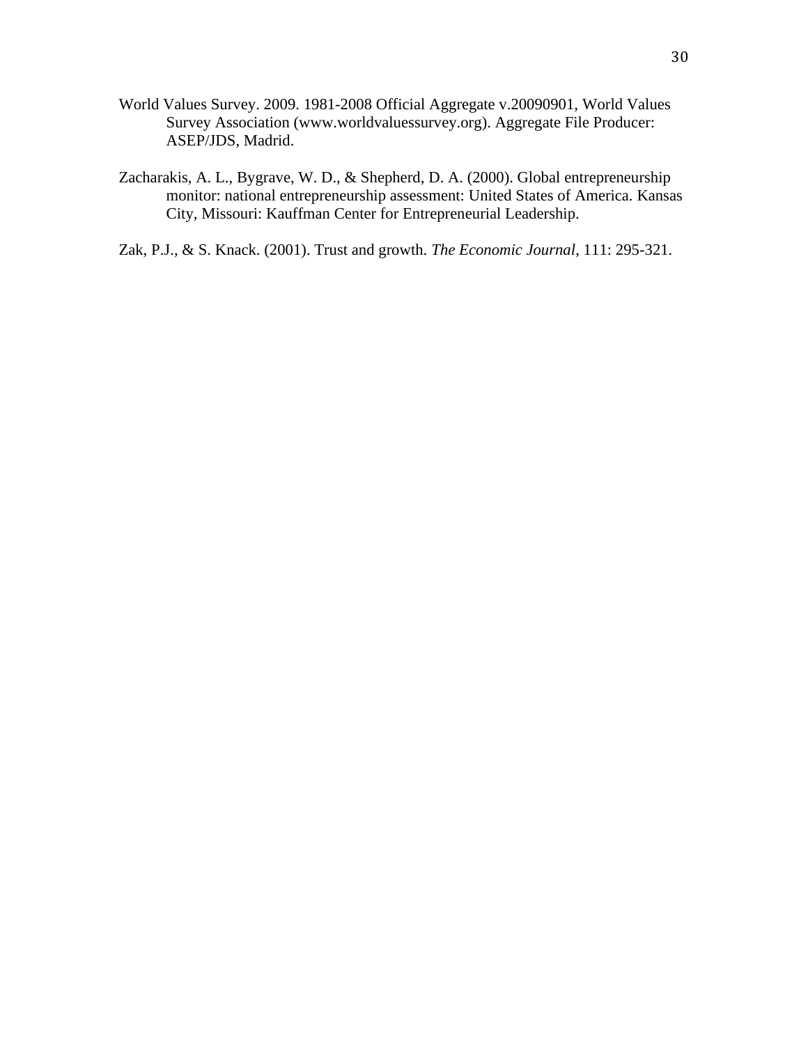World Values Survey. 2009. 1981-2008 Official Aggregate v.20090901, World Values Survey Association (www.worldvaluessurvey.org). Aggregate File Producer: ASEP/JDS, Madrid.

Zacharakis, A. L., Bygrave, W. D., & Shepherd, D. A. (2000). Global entrepreneurship monitor: national entrepreneurship assessment: United States of America. Kansas City, Missouri: Kauffman Center for Entrepreneurial Leadership.

Zak, P.J., & S. Knack. (2001). Trust and growth. *The Economic Journal*, 111: 295-321.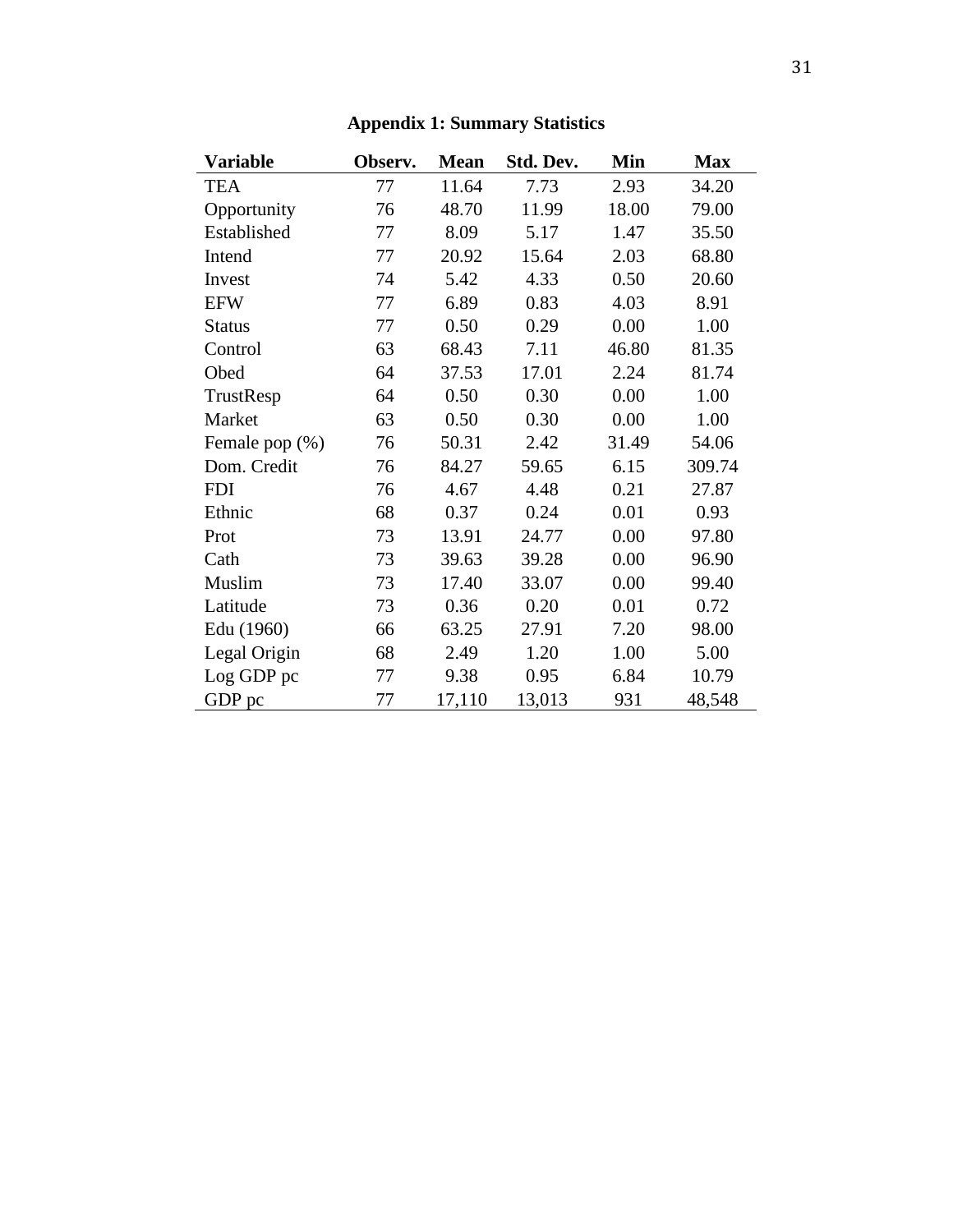**Appendix 1: Summary Statistics**

| Variable | Observ. | Mean | Std. Dev. | Min | Max |
|---|---|---|---|---|---|
| TEA | 77 | 11.64 | 7.73 | 2.93 | 34.20 |
| Opportunity | 76 | 48.70 | 11.99 | 18.00 | 79.00 |
| Established | 77 | 8.09 | 5.17 | 1.47 | 35.50 |
| Intend | 77 | 20.92 | 15.64 | 2.03 | 68.80 |
| Invest | 74 | 5.42 | 4.33 | 0.50 | 20.60 |
| EFW | 77 | 6.89 | 0.83 | 4.03 | 8.91 |
| Status | 77 | 0.50 | 0.29 | 0.00 | 1.00 |
| Control | 63 | 68.43 | 7.11 | 46.80 | 81.35 |
| Obed | 64 | 37.53 | 17.01 | 2.24 | 81.74 |
| TrustResp | 64 | 0.50 | 0.30 | 0.00 | 1.00 |
| Market | 63 | 0.50 | 0.30 | 0.00 | 1.00 |
| Female pop (%) | 76 | 50.31 | 2.42 | 31.49 | 54.06 |
| Dom. Credit | 76 | 84.27 | 59.65 | 6.15 | 309.74 |
| FDI | 76 | 4.67 | 4.48 | 0.21 | 27.87 |
| Ethnic | 68 | 0.37 | 0.24 | 0.01 | 0.93 |
| Prot | 73 | 13.91 | 24.77 | 0.00 | 97.80 |
| Cath | 73 | 39.63 | 39.28 | 0.00 | 96.90 |
| Muslim | 73 | 17.40 | 33.07 | 0.00 | 99.40 |
| Latitude | 73 | 0.36 | 0.20 | 0.01 | 0.72 |
| Edu (1960) | 66 | 63.25 | 27.91 | 7.20 | 98.00 |
| Legal Origin | 68 | 2.49 | 1.20 | 1.00 | 5.00 |
| Log GDP pc | 77 | 9.38 | 0.95 | 6.84 | 10.79 |
| GDP pc | 77 | 17,110 | 13,013 | 931 | 48,548 |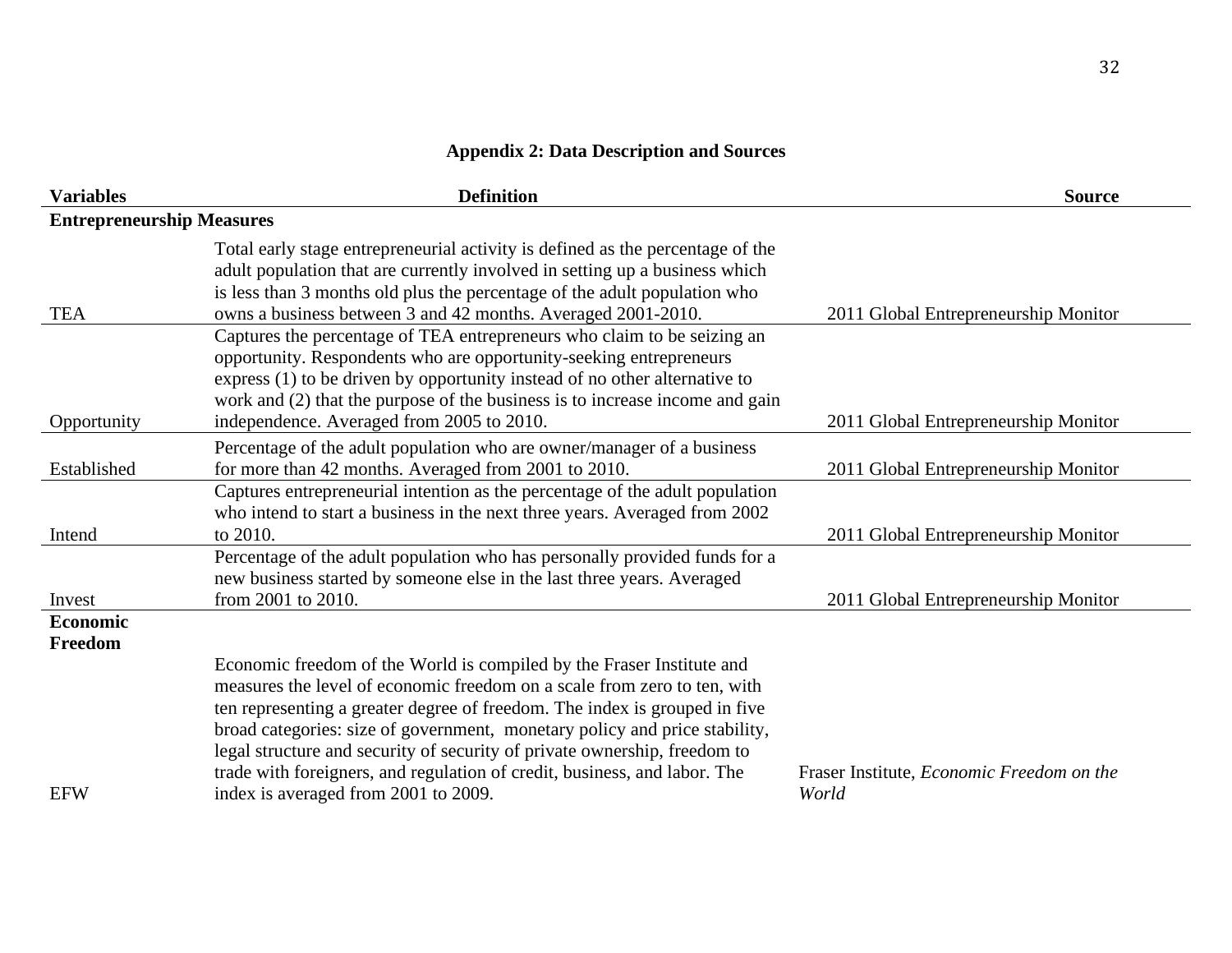## Appendix 2: Data Description and Sources

| Variables | Definition | Source |
|---|---|---|
| **Entrepreneurship Measures** | | |
| TEA | Total early stage entrepreneurial activity is defined as the percentage of the adult population that are currently involved in setting up a business which is less than 3 months old plus the percentage of the adult population who owns a business between 3 and 42 months. Averaged 2001-2010. | 2011 Global Entrepreneurship Monitor |
| Opportunity | Captures the percentage of TEA entrepreneurs who claim to be seizing an opportunity. Respondents who are opportunity-seeking entrepreneurs express (1) to be driven by opportunity instead of no other alternative to work and (2) that the purpose of the business is to increase income and gain independence. Averaged from 2005 to 2010. | 2011 Global Entrepreneurship Monitor |
| Established | Percentage of the adult population who are owner/manager of a business for more than 42 months. Averaged from 2001 to 2010. | 2011 Global Entrepreneurship Monitor |
| Intend | Captures entrepreneurial intention as the percentage of the adult population who intend to start a business in the next three years. Averaged from 2002 to 2010. | 2011 Global Entrepreneurship Monitor |
| Invest | Percentage of the adult population who has personally provided funds for a new business started by someone else in the last three years. Averaged from 2001 to 2010. | 2011 Global Entrepreneurship Monitor |
| **Economic Freedom** | | |
| EFW | Economic freedom of the World is compiled by the Fraser Institute and measures the level of economic freedom on a scale from zero to ten, with ten representing a greater degree of freedom. The index is grouped in five broad categories: size of government, monetary policy and price stability, legal structure and security of security of private ownership, freedom to trade with foreigners, and regulation of credit, business, and labor. The index is averaged from 2001 to 2009. | Fraser Institute, *Economic Freedom on the World* |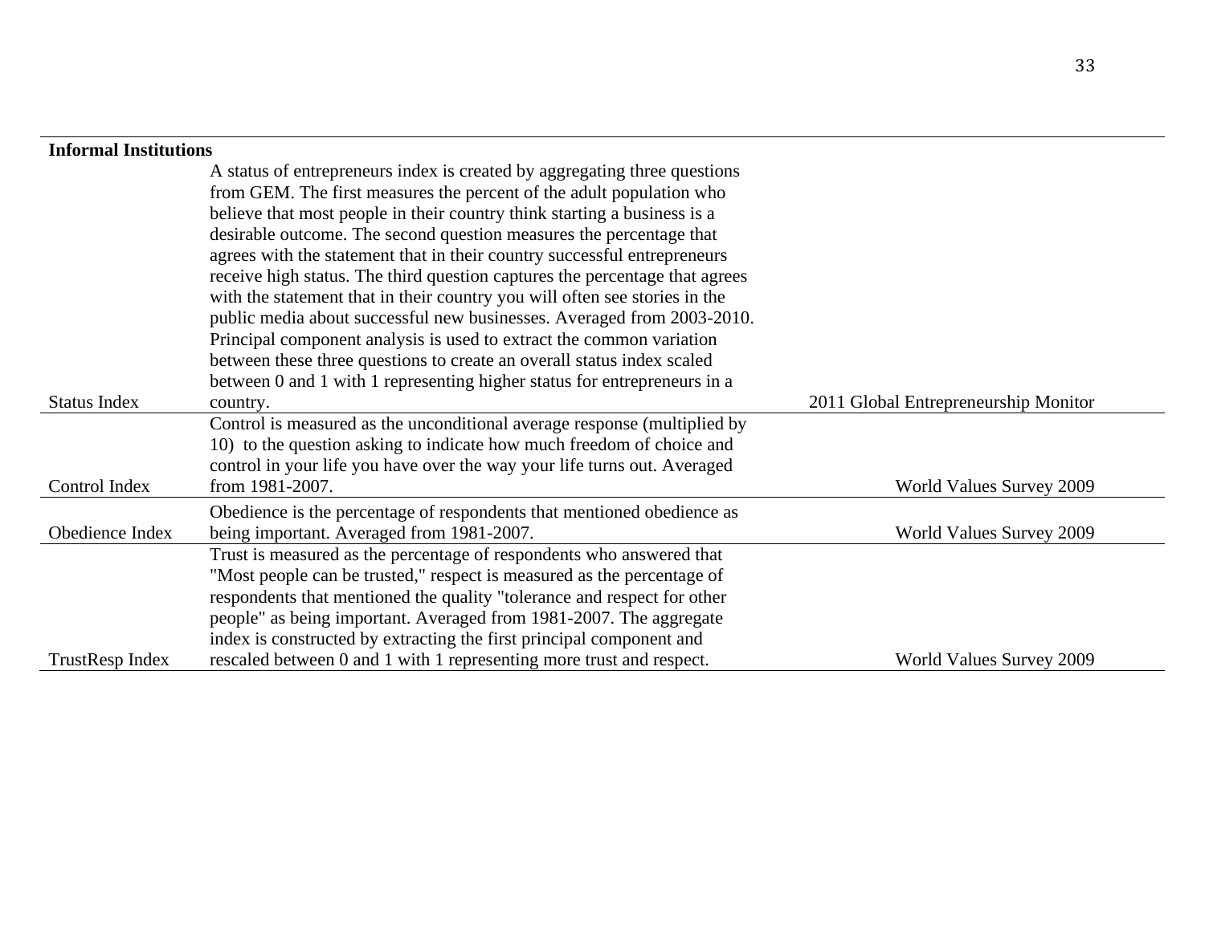| **Informal Institutions** | | |
|---|---|---|
| Status Index | A status of entrepreneurs index is created by aggregating three questions from GEM. The first measures the percent of the adult population who believe that most people in their country think starting a business is a desirable outcome. The second question measures the percentage that agrees with the statement that in their country successful entrepreneurs receive high status. The third question captures the percentage that agrees with the statement that in their country you will often see stories in the public media about successful new businesses. Averaged from 2003-2010. Principal component analysis is used to extract the common variation between these three questions to create an overall status index scaled between 0 and 1 with 1 representing higher status for entrepreneurs in a country. | 2011 Global Entrepreneurship Monitor |
| Control Index | Control is measured as the unconditional average response (multiplied by 10) to the question asking to indicate how much freedom of choice and control in your life you have over the way your life turns out. Averaged from 1981-2007. | World Values Survey 2009 |
| Obedience Index | Obedience is the percentage of respondents that mentioned obedience as being important. Averaged from 1981-2007. | World Values Survey 2009 |
| TrustResp Index | Trust is measured as the percentage of respondents who answered that "Most people can be trusted," respect is measured as the percentage of respondents that mentioned the quality "tolerance and respect for other people" as being important. Averaged from 1981-2007. The aggregate index is constructed by extracting the first principal component and rescaled between 0 and 1 with 1 representing more trust and respect. | World Values Survey 2009 |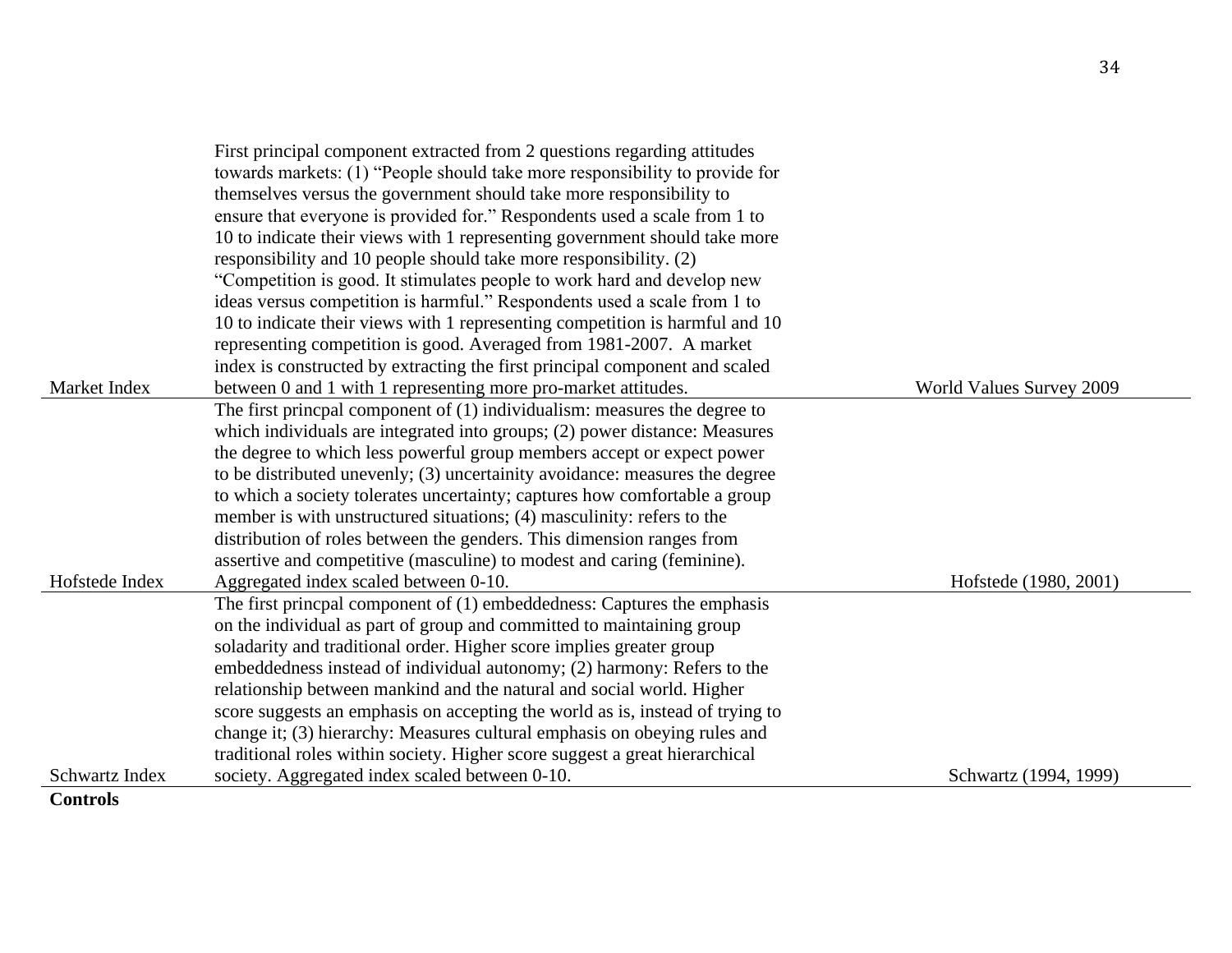| | | |
|---|---|---|
| Market Index | First principal component extracted from 2 questions regarding attitudes towards markets: (1) “People should take more responsibility to provide for themselves versus the government should take more responsibility to ensure that everyone is provided for.” Respondents used a scale from 1 to 10 to indicate their views with 1 representing government should take more responsibility and 10 people should take more responsibility. (2) “Competition is good. It stimulates people to work hard and develop new ideas versus competition is harmful.” Respondents used a scale from 1 to 10 to indicate their views with 1 representing competition is harmful and 10 representing competition is good. Averaged from 1981-2007. A market index is constructed by extracting the first principal component and scaled between 0 and 1 with 1 representing more pro-market attitudes. | World Values Survey 2009 |
| Hofstede Index | The first princpal component of (1) individualism: measures the degree to which individuals are integrated into groups; (2) power distance: Measures the degree to which less powerful group members accept or expect power to be distributed unevenly; (3) uncertainity avoidance: measures the degree to which a society tolerates uncertainty; captures how comfortable a group member is with unstructured situations; (4) masculinity: refers to the distribution of roles between the genders. This dimension ranges from assertive and competitive (masculine) to modest and caring (feminine). Aggregated index scaled between 0-10. | Hofstede (1980, 2001) |
| Schwartz Index | The first princpal component of (1) embeddedness: Captures the emphasis on the individual as part of group and committed to maintaining group soladarity and traditional order. Higher score implies greater group embeddedness instead of individual autonomy; (2) harmony: Refers to the relationship between mankind and the natural and social world. Higher score suggests an emphasis on accepting the world as is, instead of trying to change it; (3) hierarchy: Measures cultural emphasis on obeying rules and traditional roles within society. Higher score suggest a great hierarchical society. Aggregated index scaled between 0-10. | Schwartz (1994, 1999) |
| **Controls** | | |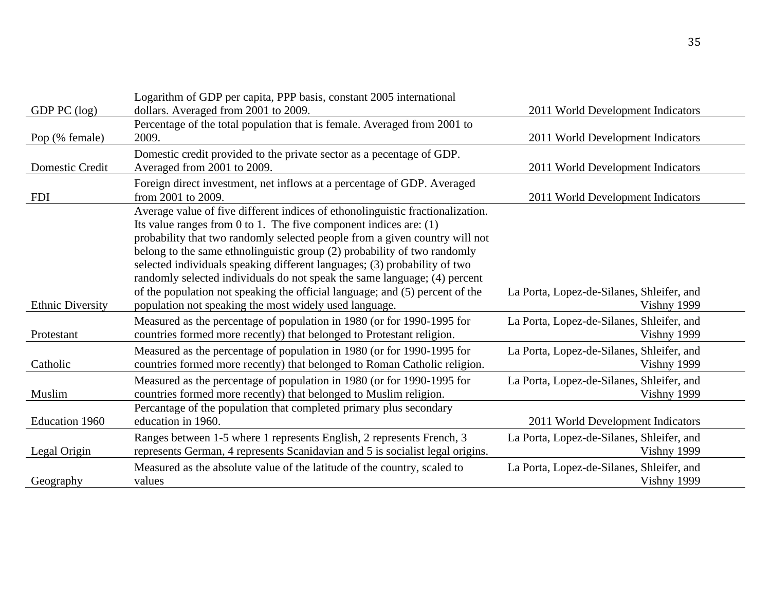| | | |
|---|---|---|
| GDP PC (log) | Logarithm of GDP per capita, PPP basis, constant 2005 international dollars. Averaged from 2001 to 2009. | 2011 World Development Indicators |
| Pop (% female) | Percentage of the total population that is female. Averaged from 2001 to 2009. | 2011 World Development Indicators |
| Domestic Credit | Domestic credit provided to the private sector as a pecentage of GDP. Averaged from 2001 to 2009. | 2011 World Development Indicators |
| FDI | Foreign direct investment, net inflows at a percentage of GDP. Averaged from 2001 to 2009. | 2011 World Development Indicators |
| Ethnic Diversity | Average value of five different indices of ethonolinguistic fractionalization. Its value ranges from 0 to 1. The five component indices are: (1) probability that two randomly selected people from a given country will not belong to the same ethnolinguistic group (2) probability of two randomly selected individuals speaking different languages; (3) probability of two randomly selected individuals do not speak the same language; (4) percent of the population not speaking the official language; and (5) percent of the population not speaking the most widely used language. | La Porta, Lopez-de-Silanes, Shleifer, and Vishny 1999 |
| Protestant | Measured as the percentage of population in 1980 (or for 1990-1995 for countries formed more recently) that belonged to Protestant religion. | La Porta, Lopez-de-Silanes, Shleifer, and Vishny 1999 |
| Catholic | Measured as the percentage of population in 1980 (or for 1990-1995 for countries formed more recently) that belonged to Roman Catholic religion. | La Porta, Lopez-de-Silanes, Shleifer, and Vishny 1999 |
| Muslim | Measured as the percentage of population in 1980 (or for 1990-1995 for countries formed more recently) that belonged to Muslim religion. | La Porta, Lopez-de-Silanes, Shleifer, and Vishny 1999 |
| Education 1960 | Percantage of the population that completed primary plus secondary education in 1960. | 2011 World Development Indicators |
| Legal Origin | Ranges between 1-5 where 1 represents English, 2 represents French, 3 represents German, 4 represents Scanidavian and 5 is socialist legal origins. | La Porta, Lopez-de-Silanes, Shleifer, and Vishny 1999 |
| Geography | Measured as the absolute value of the latitude of the country, scaled to values | La Porta, Lopez-de-Silanes, Shleifer, and Vishny 1999 |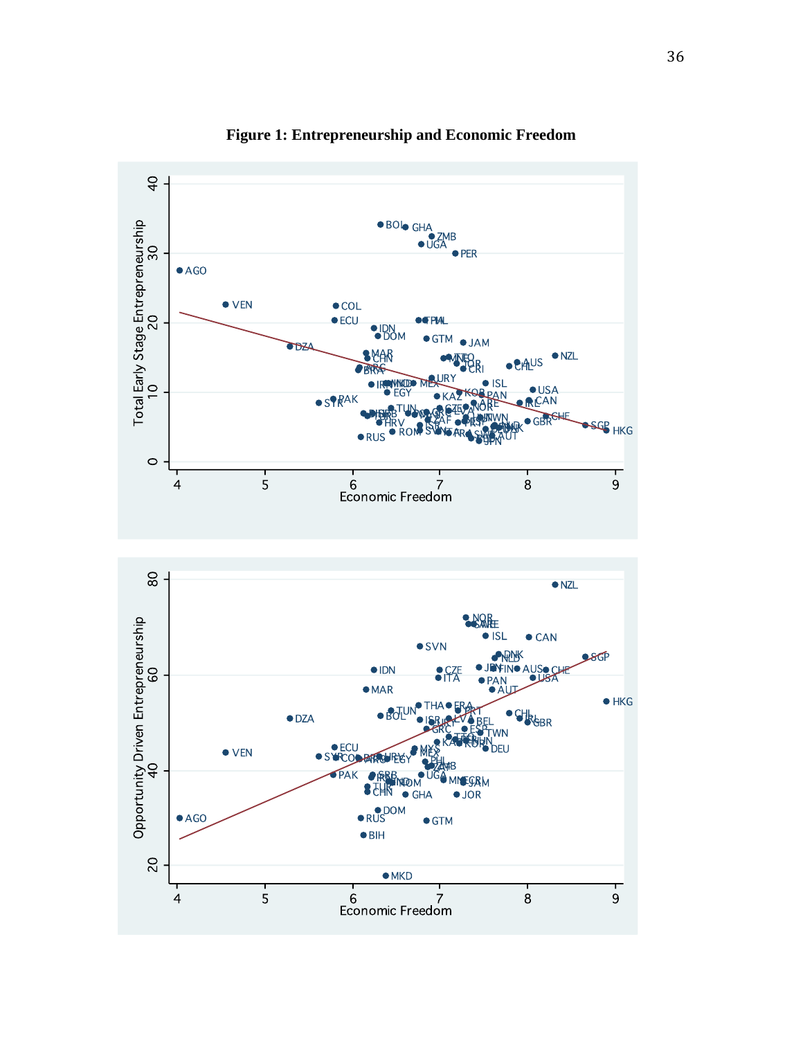**Figure 1: Entrepreneurship and Economic Freedom**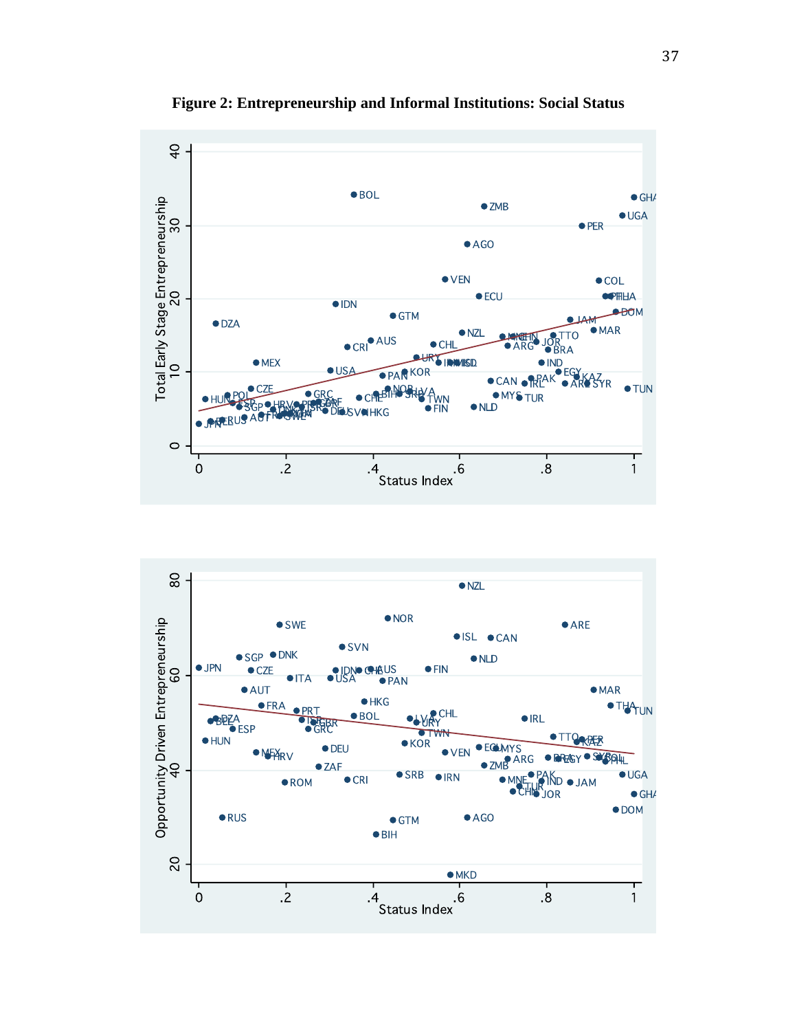**Figure 2: Entrepreneurship and Informal Institutions: Social Status**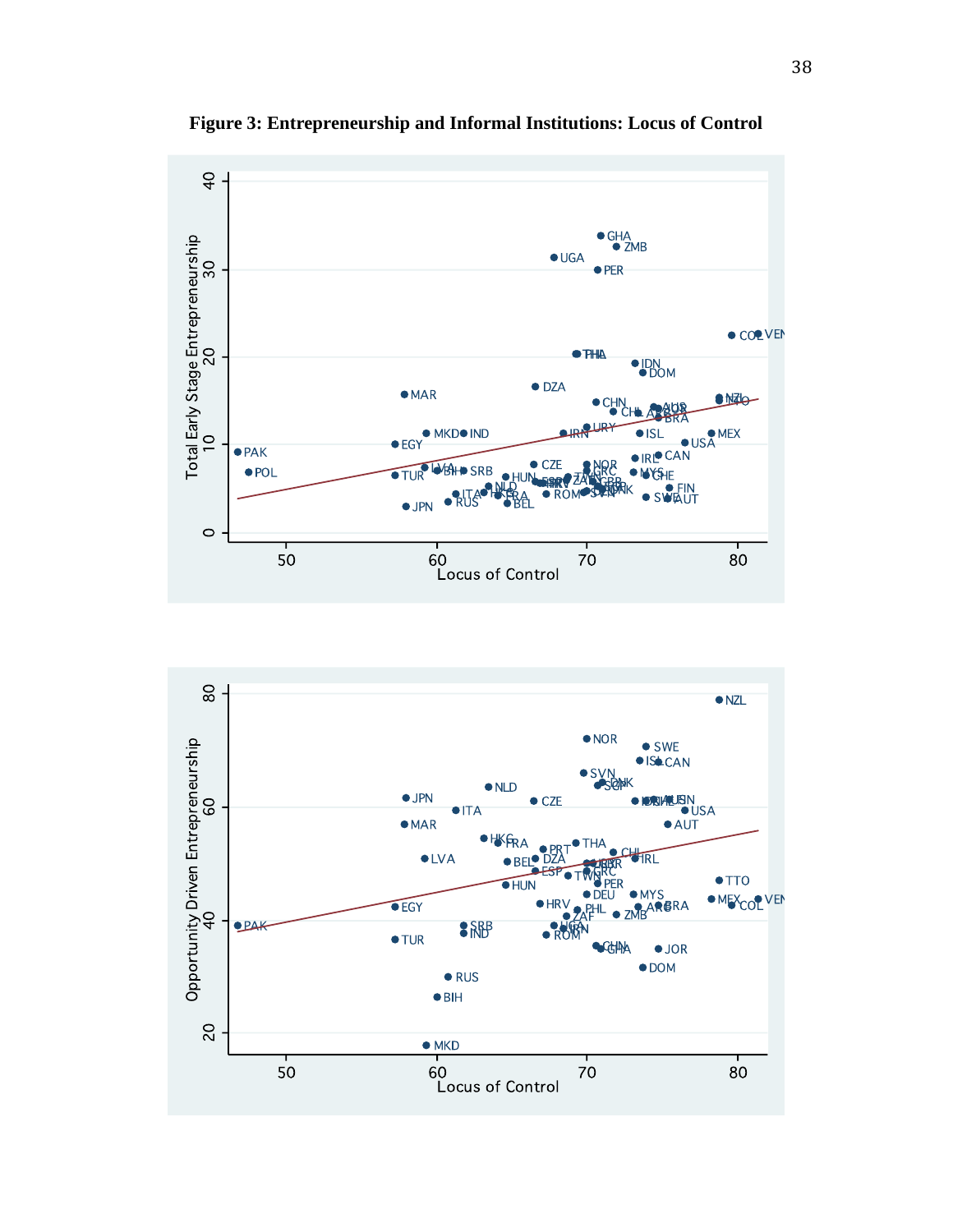**Figure 3: Entrepreneurship and Informal Institutions: Locus of Control**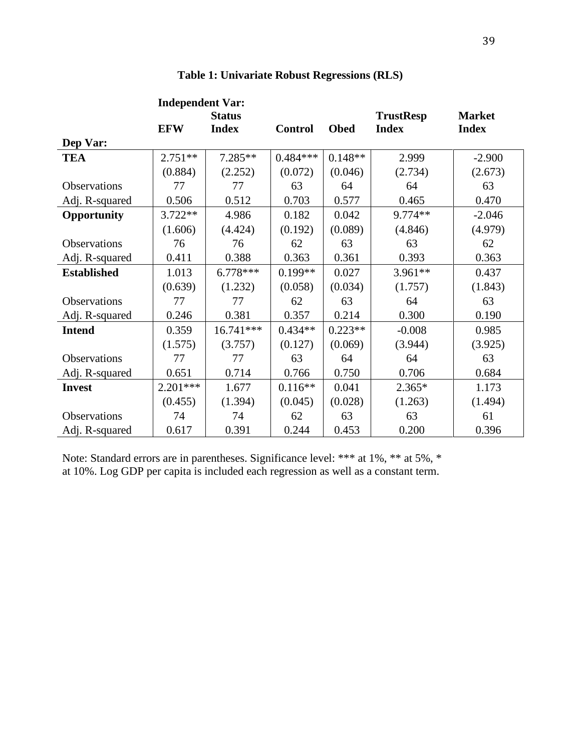**Table 1: Univariate Robust Regressions (RLS)**

| Dep Var: | EFW | Status Index | Control | Obed | TrustResp Index | Market Index |
|---|---|---|---|---|---|---|
| **TEA** | 2.751** | 7.285** | 0.484*** | 0.148** | 2.999 | -2.900 |
| | (0.884) | (2.252) | (0.072) | (0.046) | (2.734) | (2.673) |
| Observations | 77 | 77 | 63 | 64 | 64 | 63 |
| Adj. R-squared | 0.506 | 0.512 | 0.703 | 0.577 | 0.465 | 0.470 |
| **Opportunity** | 3.722** | 4.986 | 0.182 | 0.042 | 9.774** | -2.046 |
| | (1.606) | (4.424) | (0.192) | (0.089) | (4.846) | (4.979) |
| Observations | 76 | 76 | 62 | 63 | 63 | 62 |
| Adj. R-squared | 0.411 | 0.388 | 0.363 | 0.361 | 0.393 | 0.363 |
| **Established** | 1.013 | 6.778*** | 0.199** | 0.027 | 3.961** | 0.437 |
| | (0.639) | (1.232) | (0.058) | (0.034) | (1.757) | (1.843) |
| Observations | 77 | 77 | 62 | 63 | 64 | 63 |
| Adj. R-squared | 0.246 | 0.381 | 0.357 | 0.214 | 0.300 | 0.190 |
| **Intend** | 0.359 | 16.741*** | 0.434** | 0.223** | -0.008 | 0.985 |
| | (1.575) | (3.757) | (0.127) | (0.069) | (3.944) | (3.925) |
| Observations | 77 | 77 | 63 | 64 | 64 | 63 |
| Adj. R-squared | 0.651 | 0.714 | 0.766 | 0.750 | 0.706 | 0.684 |
| **Invest** | 2.201*** | 1.677 | 0.116** | 0.041 | 2.365* | 1.173 |
| | (0.455) | (1.394) | (0.045) | (0.028) | (1.263) | (1.494) |
| Observations | 74 | 74 | 62 | 63 | 63 | 61 |
| Adj. R-squared | 0.617 | 0.391 | 0.244 | 0.453 | 0.200 | 0.396 |

Independent Var: EFW, Status Index, Control, Obed, TrustResp Index, Market Index.

Note: Standard errors are in parentheses. Significance level: *** at 1%, ** at 5%, * at 10%. Log GDP per capita is included each regression as well as a constant term.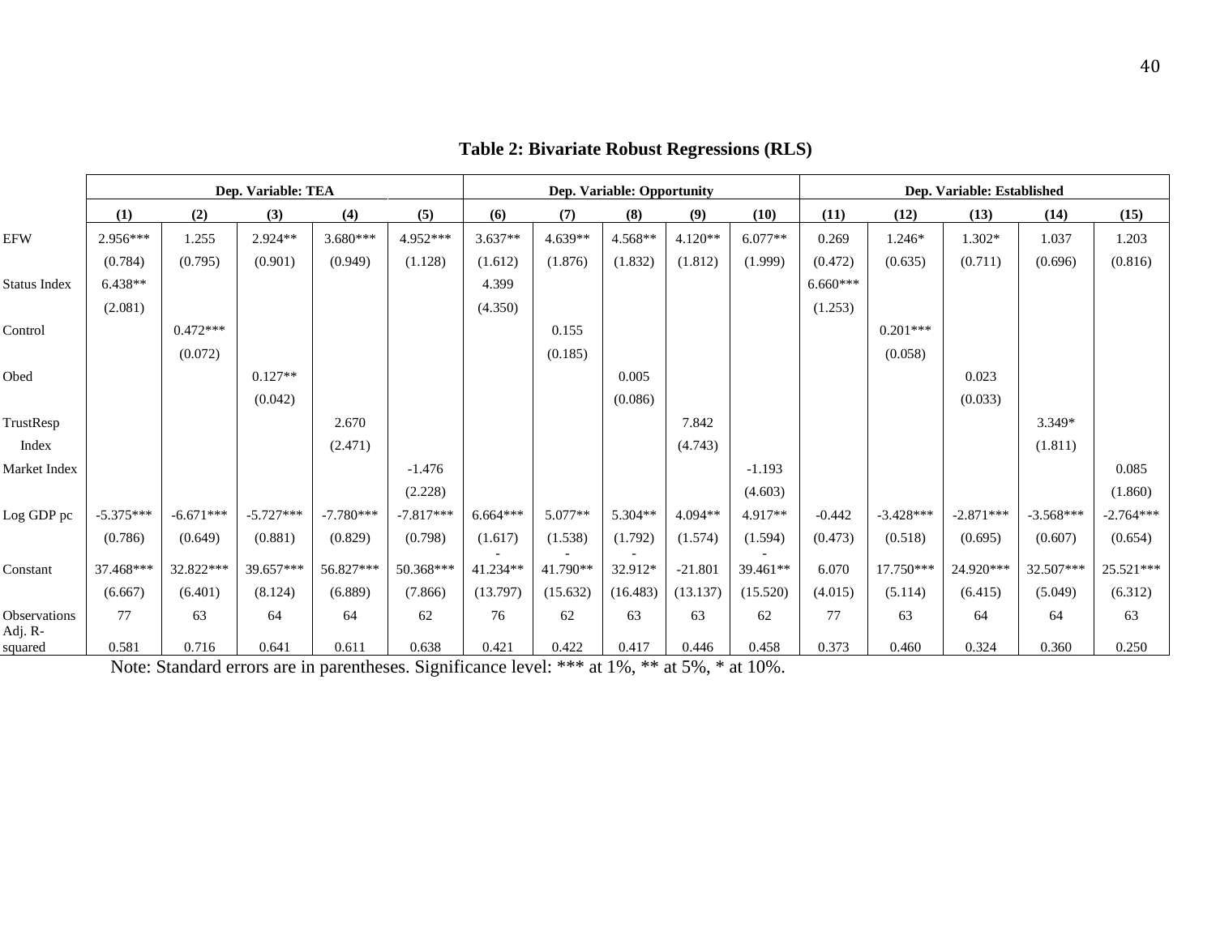**Table 2: Bivariate Robust Regressions (RLS)**

| | Dep. Variable: TEA | | | | | Dep. Variable: Opportunity | | | | | Dep. Variable: Established | | | | |
|---|---|---|---|---|---|---|---|---|---|---|---|---|---|---|---|
| | (1) | (2) | (3) | (4) | (5) | (6) | (7) | (8) | (9) | (10) | (11) | (12) | (13) | (14) | (15) |
| EFW | 2.956*** | 1.255 | 2.924** | 3.680*** | 4.952*** | 3.637** | 4.639** | 4.568** | 4.120** | 6.077** | 0.269 | 1.246* | 1.302* | 1.037 | 1.203 |
| | (0.784) | (0.795) | (0.901) | (0.949) | (1.128) | (1.612) | (1.876) | (1.832) | (1.812) | (1.999) | (0.472) | (0.635) | (0.711) | (0.696) | (0.816) |
| Status Index | 6.438** | | | | | 4.399 | | | | | 6.660*** | | | | |
| | (2.081) | | | | | (4.350) | | | | | (1.253) | | | | |
| Control | | 0.472*** | | | | | 0.155 | | | | | 0.201*** | | | |
| | | (0.072) | | | | | (0.185) | | | | | (0.058) | | | |
| Obed | | | 0.127** | | | | | 0.005 | | | | | 0.023 | | |
| | | | (0.042) | | | | | (0.086) | | | | | (0.033) | | |
| TrustResp Index | | | | 2.670 | | | | | 7.842 | | | | | 3.349* | |
| | | | | (2.471) | | | | | (4.743) | | | | | (1.811) | |
| Market Index | | | | | -1.476 | | | | | -1.193 | | | | | 0.085 |
| | | | | | (2.228) | | | | | (4.603) | | | | | (1.860) |
| Log GDP pc | -5.375*** | -6.671*** | -5.727*** | -7.780*** | -7.817*** | 6.664*** | 5.077** | 5.304** | 4.094** | 4.917** | -0.442 | -3.428*** | -2.871*** | -3.568*** | -2.764*** |
| | (0.786) | (0.649) | (0.881) | (0.829) | (0.798) | (1.617) | (1.538) | (1.792) | (1.574) | (1.594) | (0.473) | (0.518) | (0.695) | (0.607) | (0.654) |
| Constant | 37.468*** | 32.822*** | 39.657*** | 56.827*** | 50.368*** | -41.234** | -41.790** | -32.912* | -21.801 | -39.461** | 6.070 | 17.750*** | 24.920*** | 32.507*** | 25.521*** |
| | (6.667) | (6.401) | (8.124) | (6.889) | (7.866) | (13.797) | (15.632) | (16.483) | (13.137) | (15.520) | (4.015) | (5.114) | (6.415) | (5.049) | (6.312) |
| Observations | 77 | 63 | 64 | 64 | 62 | 76 | 62 | 63 | 63 | 62 | 77 | 63 | 64 | 64 | 63 |
| Adj. R-squared | 0.581 | 0.716 | 0.641 | 0.611 | 0.638 | 0.421 | 0.422 | 0.417 | 0.446 | 0.458 | 0.373 | 0.460 | 0.324 | 0.360 | 0.250 |

Note: Standard errors are in parentheses. Significance level: *** at 1%, ** at 5%, * at 10%.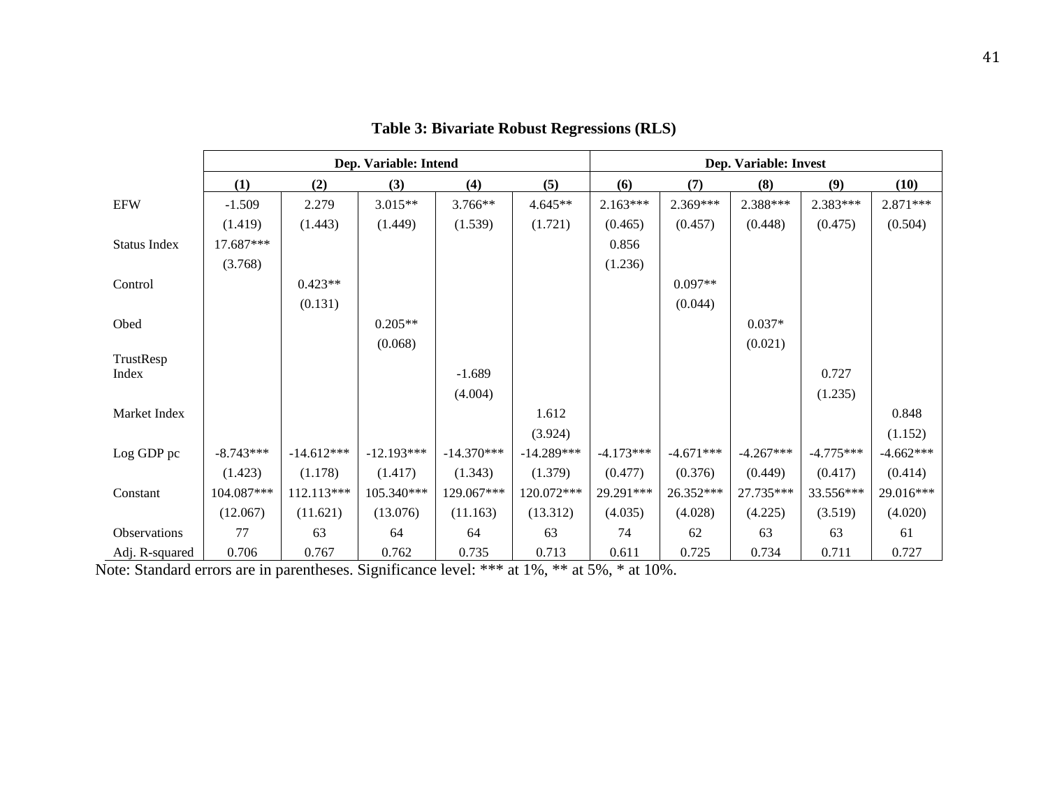**Table 3: Bivariate Robust Regressions (RLS)**

| | Dep. Variable: Intend | | | | | Dep. Variable: Invest | | | | |
|---|---|---|---|---|---|---|---|---|---|---|
| | **(1)** | **(2)** | **(3)** | **(4)** | **(5)** | **(6)** | **(7)** | **(8)** | **(9)** | **(10)** |
| EFW | -1.509 | 2.279 | 3.015** | 3.766** | 4.645** | 2.163*** | 2.369*** | 2.388*** | 2.383*** | 2.871*** |
| | (1.419) | (1.443) | (1.449) | (1.539) | (1.721) | (0.465) | (0.457) | (0.448) | (0.475) | (0.504) |
| Status Index | 17.687*** | | | | | 0.856 | | | | |
| | (3.768) | | | | | (1.236) | | | | |
| Control | | 0.423** | | | | | 0.097** | | | |
| | | (0.131) | | | | | (0.044) | | | |
| Obed | | | 0.205** | | | | | 0.037* | | |
| | | | (0.068) | | | | | (0.021) | | |
| TrustResp Index | | | | -1.689 | | | | | 0.727 | |
| | | | | (4.004) | | | | | (1.235) | |
| Market Index | | | | | 1.612 | | | | | 0.848 |
| | | | | | (3.924) | | | | | (1.152) |
| Log GDP pc | -8.743*** | -14.612*** | -12.193*** | -14.370*** | -14.289*** | -4.173*** | -4.671*** | -4.267*** | -4.775*** | -4.662*** |
| | (1.423) | (1.178) | (1.417) | (1.343) | (1.379) | (0.477) | (0.376) | (0.449) | (0.417) | (0.414) |
| Constant | 104.087*** | 112.113*** | 105.340*** | 129.067*** | 120.072*** | 29.291*** | 26.352*** | 27.735*** | 33.556*** | 29.016*** |
| | (12.067) | (11.621) | (13.076) | (11.163) | (13.312) | (4.035) | (4.028) | (4.225) | (3.519) | (4.020) |
| Observations | 77 | 63 | 64 | 64 | 63 | 74 | 62 | 63 | 63 | 61 |
| Adj. R-squared | 0.706 | 0.767 | 0.762 | 0.735 | 0.713 | 0.611 | 0.725 | 0.734 | 0.711 | 0.727 |

Note: Standard errors are in parentheses. Significance level: *** at 1%, ** at 5%, * at 10%.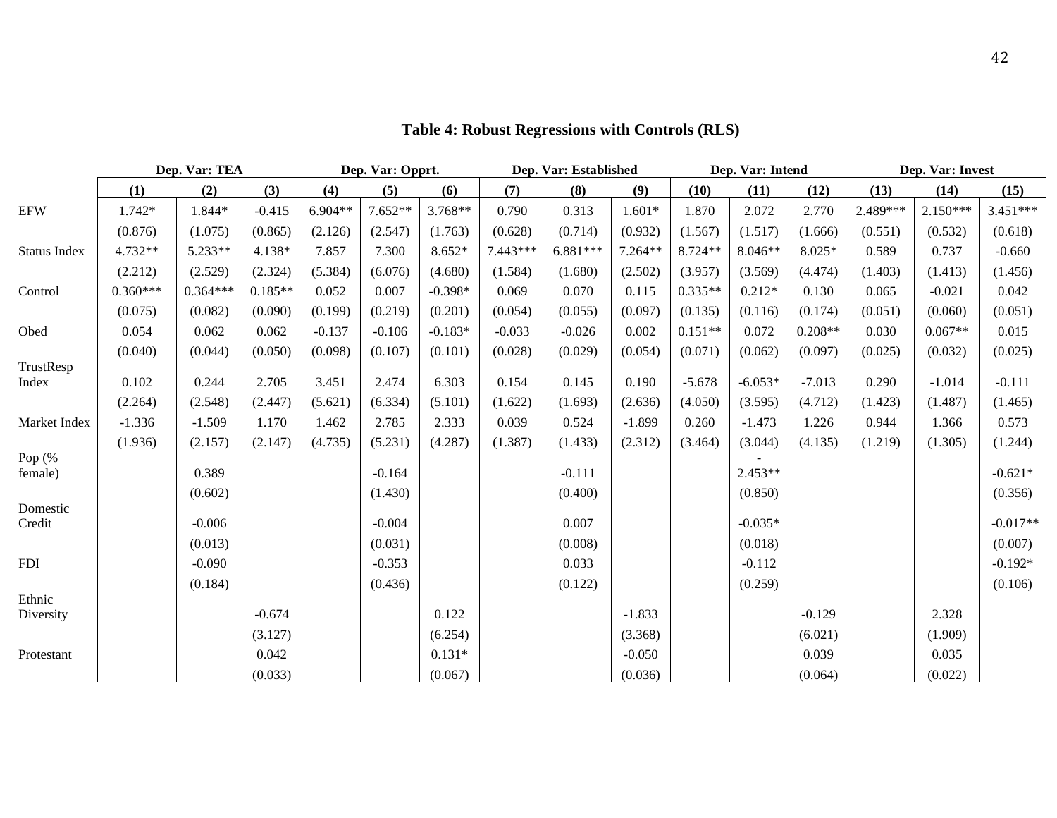## Table 4: Robust Regressions with Controls (RLS)

| | Dep. Var: TEA | | | Dep. Var: Opprt. | | | Dep. Var: Established | | | Dep. Var: Intend | | | Dep. Var: Invest | | |
|---|---|---|---|---|---|---|---|---|---|---|---|---|---|---|---|
| | (1) | (2) | (3) | (4) | (5) | (6) | (7) | (8) | (9) | (10) | (11) | (12) | (13) | (14) | (15) |
| EFW | 1.742* | 1.844* | -0.415 | 6.904** | 7.652** | 3.768** | 0.790 | 0.313 | 1.601* | 1.870 | 2.072 | 2.770 | 2.489*** | 2.150*** | 3.451*** |
| | (0.876) | (1.075) | (0.865) | (2.126) | (2.547) | (1.763) | (0.628) | (0.714) | (0.932) | (1.567) | (1.517) | (1.666) | (0.551) | (0.532) | (0.618) |
| Status Index | 4.732** | 5.233** | 4.138* | 7.857 | 7.300 | 8.652* | 7.443*** | 6.881*** | 7.264** | 8.724** | 8.046** | 8.025* | 0.589 | 0.737 | -0.660 |
| | (2.212) | (2.529) | (2.324) | (5.384) | (6.076) | (4.680) | (1.584) | (1.680) | (2.502) | (3.957) | (3.569) | (4.474) | (1.403) | (1.413) | (1.456) |
| Control | 0.360*** | 0.364*** | 0.185** | 0.052 | 0.007 | -0.398* | 0.069 | 0.070 | 0.115 | 0.335** | 0.212* | 0.130 | 0.065 | -0.021 | 0.042 |
| | (0.075) | (0.082) | (0.090) | (0.199) | (0.219) | (0.201) | (0.054) | (0.055) | (0.097) | (0.135) | (0.116) | (0.174) | (0.051) | (0.060) | (0.051) |
| Obed | 0.054 | 0.062 | 0.062 | -0.137 | -0.106 | -0.183* | -0.033 | -0.026 | 0.002 | 0.151** | 0.072 | 0.208** | 0.030 | 0.067** | 0.015 |
| | (0.040) | (0.044) | (0.050) | (0.098) | (0.107) | (0.101) | (0.028) | (0.029) | (0.054) | (0.071) | (0.062) | (0.097) | (0.025) | (0.032) | (0.025) |
| TrustResp Index | 0.102 | 0.244 | 2.705 | 3.451 | 2.474 | 6.303 | 0.154 | 0.145 | 0.190 | -5.678 | -6.053* | -7.013 | 0.290 | -1.014 | -0.111 |
| | (2.264) | (2.548) | (2.447) | (5.621) | (6.334) | (5.101) | (1.622) | (1.693) | (2.636) | (4.050) | (3.595) | (4.712) | (1.423) | (1.487) | (1.465) |
| Market Index | -1.336 | -1.509 | 1.170 | 1.462 | 2.785 | 2.333 | 0.039 | 0.524 | -1.899 | 0.260 | -1.473 | 1.226 | 0.944 | 1.366 | 0.573 |
| | (1.936) | (2.157) | (2.147) | (4.735) | (5.231) | (4.287) | (1.387) | (1.433) | (2.312) | (3.464) | (3.044) | (4.135) | (1.219) | (1.305) | (1.244) |
| Pop (% female) | | 0.389 | | | -0.164 | | | -0.111 | | | -2.453** | | | | -0.621* |
| | | (0.602) | | | (1.430) | | | (0.400) | | | (0.850) | | | | (0.356) |
| Domestic Credit | | -0.006 | | | -0.004 | | | 0.007 | | | -0.035* | | | | -0.017** |
| | | (0.013) | | | (0.031) | | | (0.008) | | | (0.018) | | | | (0.007) |
| FDI | | -0.090 | | | -0.353 | | | 0.033 | | | -0.112 | | | | -0.192* |
| | | (0.184) | | | (0.436) | | | (0.122) | | | (0.259) | | | | (0.106) |
| Ethnic Diversity | | | -0.674 | | | 0.122 | | | -1.833 | | | -0.129 | | 2.328 | |
| | | | (3.127) | | | (6.254) | | | (3.368) | | | (6.021) | | (1.909) | |
| Protestant | | | 0.042 | | | 0.131* | | | -0.050 | | | 0.039 | | 0.035 | |
| | | | (0.033) | | | (0.067) | | | (0.036) | | | (0.064) | | (0.022) | |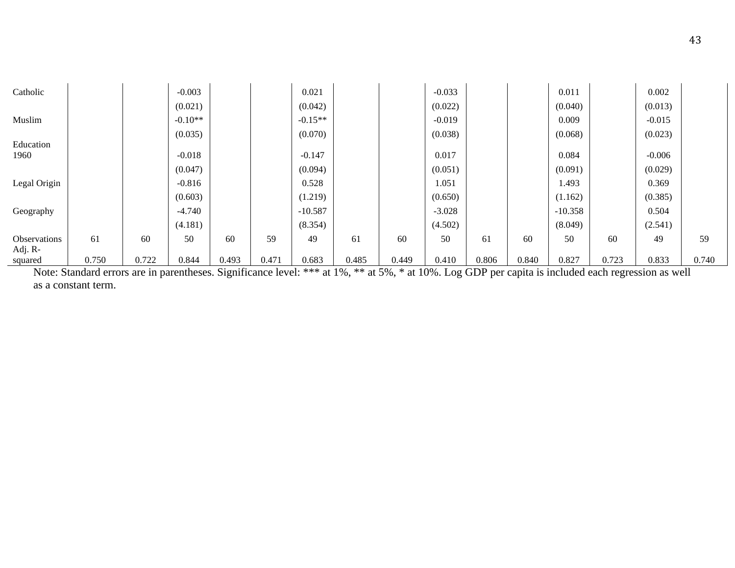| | | | | | | | | | | | | | | | |
|---|---|---|---|---|---|---|---|---|---|---|---|---|---|---|---|
| Catholic | | | -0.003 | | | 0.021 | | | -0.033 | | | 0.011 | | 0.002 | |
| | | | (0.021) | | | (0.042) | | | (0.022) | | | (0.040) | | (0.013) | |
| Muslim | | | -0.10** | | | -0.15** | | | -0.019 | | | 0.009 | | -0.015 | |
| | | | (0.035) | | | (0.070) | | | (0.038) | | | (0.068) | | (0.023) | |
| Education 1960 | | | -0.018 | | | -0.147 | | | 0.017 | | | 0.084 | | -0.006 | |
| | | | (0.047) | | | (0.094) | | | (0.051) | | | (0.091) | | (0.029) | |
| Legal Origin | | | -0.816 | | | 0.528 | | | 1.051 | | | 1.493 | | 0.369 | |
| | | | (0.603) | | | (1.219) | | | (0.650) | | | (1.162) | | (0.385) | |
| Geography | | | -4.740 | | | -10.587 | | | -3.028 | | | -10.358 | | 0.504 | |
| | | | (4.181) | | | (8.354) | | | (4.502) | | | (8.049) | | (2.541) | |
| Observations | 61 | 60 | 50 | 60 | 59 | 49 | 61 | 60 | 50 | 61 | 60 | 50 | 60 | 49 | 59 |
| Adj. R-squared | 0.750 | 0.722 | 0.844 | 0.493 | 0.471 | 0.683 | 0.485 | 0.449 | 0.410 | 0.806 | 0.840 | 0.827 | 0.723 | 0.833 | 0.740 |

Note: Standard errors are in parentheses. Significance level: *** at 1%, ** at 5%, * at 10%. Log GDP per capita is included each regression as well as a constant term.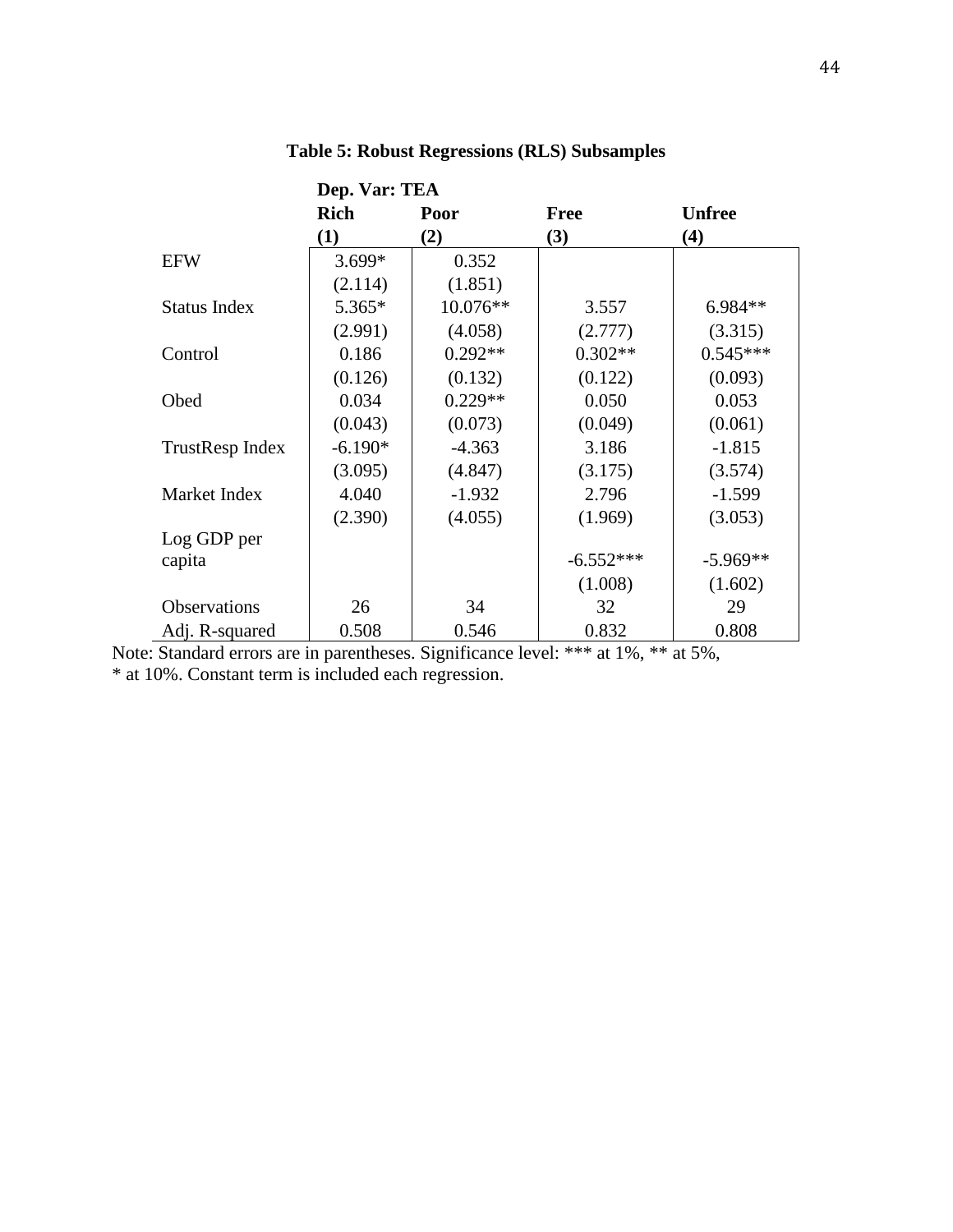**Table 5: Robust Regressions (RLS) Subsamples**

| | Dep. Var: TEA | | | |
|---|---|---|---|---|
| | **Rich** | **Poor** | **Free** | **Unfree** |
| | **(1)** | **(2)** | **(3)** | **(4)** |
| EFW | 3.699* | 0.352 | | |
| | (2.114) | (1.851) | | |
| Status Index | 5.365* | 10.076** | 3.557 | 6.984** |
| | (2.991) | (4.058) | (2.777) | (3.315) |
| Control | 0.186 | 0.292** | 0.302** | 0.545*** |
| | (0.126) | (0.132) | (0.122) | (0.093) |
| Obed | 0.034 | 0.229** | 0.050 | 0.053 |
| | (0.043) | (0.073) | (0.049) | (0.061) |
| TrustResp Index | -6.190* | -4.363 | 3.186 | -1.815 |
| | (3.095) | (4.847) | (3.175) | (3.574) |
| Market Index | 4.040 | -1.932 | 2.796 | -1.599 |
| | (2.390) | (4.055) | (1.969) | (3.053) |
| Log GDP per capita | | | -6.552*** | -5.969** |
| | | | (1.008) | (1.602) |
| Observations | 26 | 34 | 32 | 29 |
| Adj. R-squared | 0.508 | 0.546 | 0.832 | 0.808 |

Note: Standard errors are in parentheses. Significance level: *** at 1%, ** at 5%, * at 10%. Constant term is included each regression.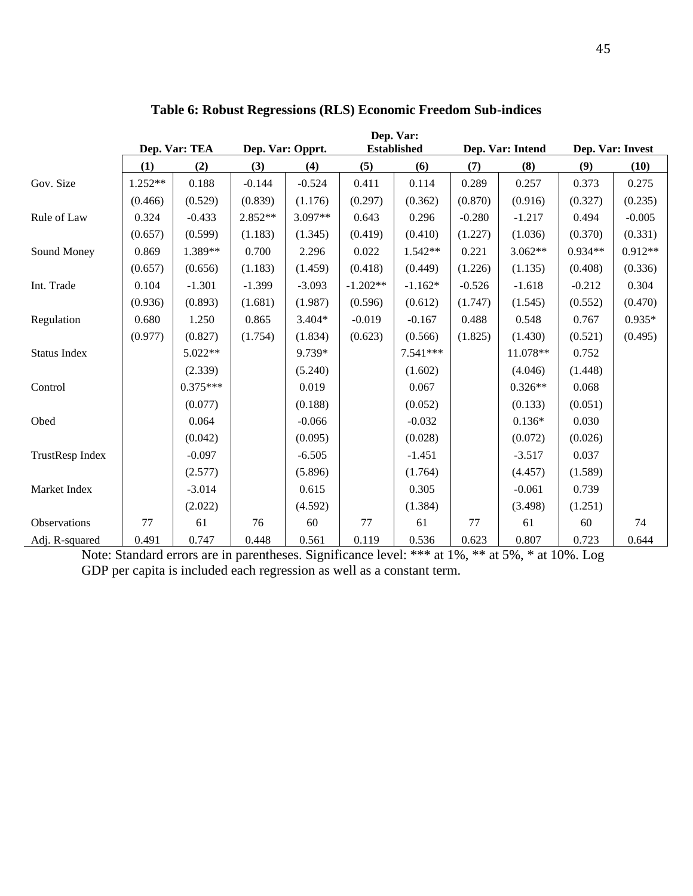**Table 6: Robust Regressions (RLS) Economic Freedom Sub-indices**

| | Dep. Var: TEA | | Dep. Var: Opprt. | | Dep. Var: Established | | Dep. Var: Intend | | Dep. Var: Invest | |
|---|---|---|---|---|---|---|---|---|---|---|
| | **(1)** | **(2)** | **(3)** | **(4)** | **(5)** | **(6)** | **(7)** | **(8)** | **(9)** | **(10)** |
| Gov. Size | 1.252** | 0.188 | -0.144 | -0.524 | 0.411 | 0.114 | 0.289 | 0.257 | 0.373 | 0.275 |
| | (0.466) | (0.529) | (0.839) | (1.176) | (0.297) | (0.362) | (0.870) | (0.916) | (0.327) | (0.235) |
| Rule of Law | 0.324 | -0.433 | 2.852** | 3.097** | 0.643 | 0.296 | -0.280 | -1.217 | 0.494 | -0.005 |
| | (0.657) | (0.599) | (1.183) | (1.345) | (0.419) | (0.410) | (1.227) | (1.036) | (0.370) | (0.331) |
| Sound Money | 0.869 | 1.389** | 0.700 | 2.296 | 0.022 | 1.542** | 0.221 | 3.062** | 0.934** | 0.912** |
| | (0.657) | (0.656) | (1.183) | (1.459) | (0.418) | (0.449) | (1.226) | (1.135) | (0.408) | (0.336) |
| Int. Trade | 0.104 | -1.301 | -1.399 | -3.093 | -1.202** | -1.162* | -0.526 | -1.618 | -0.212 | 0.304 |
| | (0.936) | (0.893) | (1.681) | (1.987) | (0.596) | (0.612) | (1.747) | (1.545) | (0.552) | (0.470) |
| Regulation | 0.680 | 1.250 | 0.865 | 3.404* | -0.019 | -0.167 | 0.488 | 0.548 | 0.767 | 0.935* |
| | (0.977) | (0.827) | (1.754) | (1.834) | (0.623) | (0.566) | (1.825) | (1.430) | (0.521) | (0.495) |
| Status Index | | 5.022** | | 9.739* | | 7.541*** | | 11.078** | 0.752 | |
| | | (2.339) | | (5.240) | | (1.602) | | (4.046) | (1.448) | |
| Control | | 0.375*** | | 0.019 | | 0.067 | | 0.326** | 0.068 | |
| | | (0.077) | | (0.188) | | (0.052) | | (0.133) | (0.051) | |
| Obed | | 0.064 | | -0.066 | | -0.032 | | 0.136* | 0.030 | |
| | | (0.042) | | (0.095) | | (0.028) | | (0.072) | (0.026) | |
| TrustResp Index | | -0.097 | | -6.505 | | -1.451 | | -3.517 | 0.037 | |
| | | (2.577) | | (5.896) | | (1.764) | | (4.457) | (1.589) | |
| Market Index | | -3.014 | | 0.615 | | 0.305 | | -0.061 | 0.739 | |
| | | (2.022) | | (4.592) | | (1.384) | | (3.498) | (1.251) | |
| Observations | 77 | 61 | 76 | 60 | 77 | 61 | 77 | 61 | 60 | 74 |
| Adj. R-squared | 0.491 | 0.747 | 0.448 | 0.561 | 0.119 | 0.536 | 0.623 | 0.807 | 0.723 | 0.644 |

Note: Standard errors are in parentheses. Significance level: *** at 1%, ** at 5%, * at 10%. Log GDP per capita is included each regression as well as a constant term.